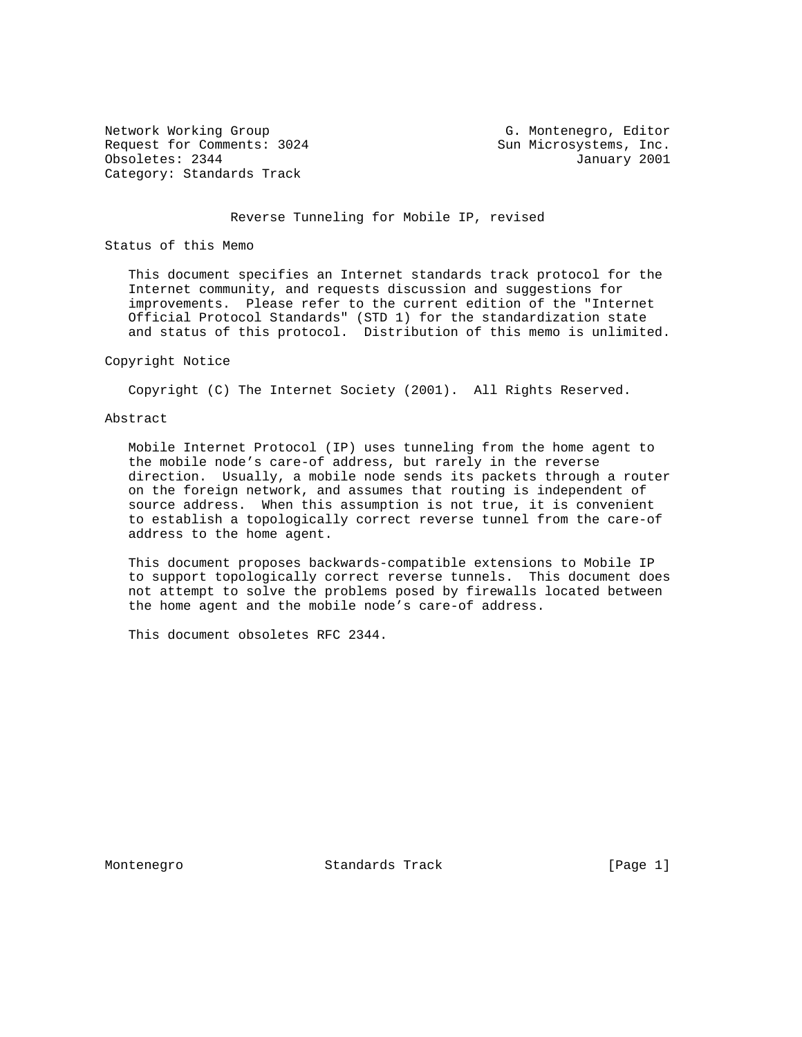Network Working Group G. Montenegro, Editor
Request for Comments: 3024 Sun Microsystems, Inc.
Obsoletes: 2344 January 2001
Category: Standards Track

# Reverse Tunneling for Mobile IP, revised

## Status of this Memo

This document specifies an Internet standards track protocol for the Internet community, and requests discussion and suggestions for improvements. Please refer to the current edition of the "Internet Official Protocol Standards" (STD 1) for the standardization state and status of this protocol. Distribution of this memo is unlimited.

## Copyright Notice

Copyright (C) The Internet Society (2001). All Rights Reserved.

## Abstract

Mobile Internet Protocol (IP) uses tunneling from the home agent to the mobile node's care-of address, but rarely in the reverse direction. Usually, a mobile node sends its packets through a router on the foreign network, and assumes that routing is independent of source address. When this assumption is not true, it is convenient to establish a topologically correct reverse tunnel from the care-of address to the home agent.

This document proposes backwards-compatible extensions to Mobile IP to support topologically correct reverse tunnels. This document does not attempt to solve the problems posed by firewalls located between the home agent and the mobile node's care-of address.

This document obsoletes RFC 2344.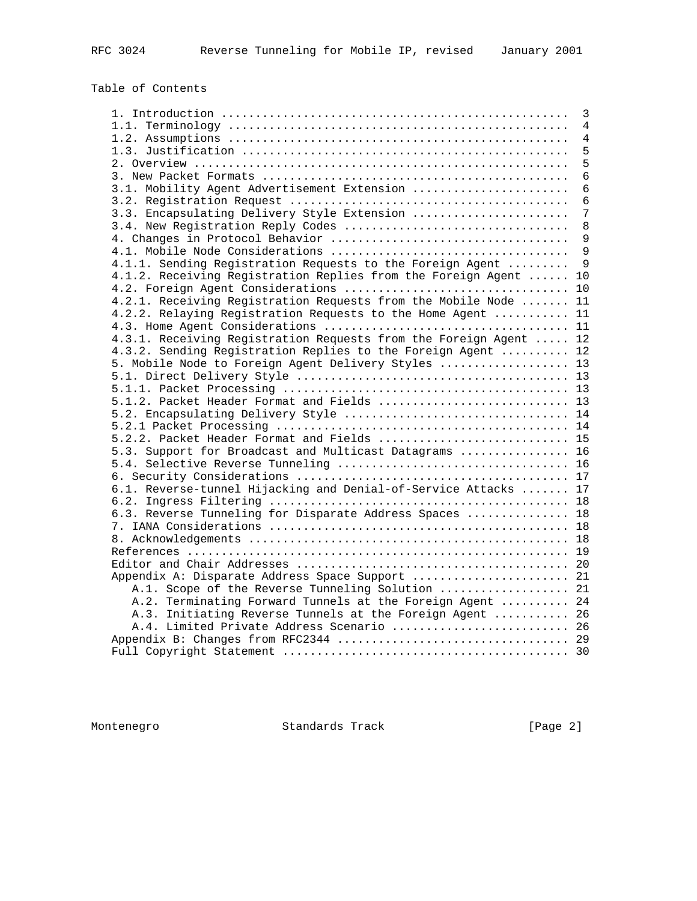Table of Contents

```
    1. Introduction ................................................  3
    1.1. Terminology ...............................................  4
    1.2. Assumptions ...............................................  4
    1.3. Justification .............................................  5
    2. Overview ....................................................  5
    3. New Packet Formats ..........................................  6
    3.1. Mobility Agent Advertisement Extension ....................  6
    3.2. Registration Request ......................................  6
    3.3. Encapsulating Delivery Style Extension ....................  7
    3.4. New Registration Reply Codes ..............................  8
    4. Changes in Protocol Behavior ................................  9
    4.1. Mobile Node Considerations ................................  9
    4.1.1. Sending Registration Requests to the Foreign Agent .........  9
    4.1.2. Receiving Registration Replies from the Foreign Agent ...... 10
    4.2. Foreign Agent Considerations .............................. 10
    4.2.1. Receiving Registration Requests from the Mobile Node ....... 11
    4.2.2. Relaying Registration Requests to the Home Agent ........... 11
    4.3. Home Agent Considerations ................................. 11
    4.3.1. Receiving Registration Requests from the Foreign Agent ..... 12
    4.3.2. Sending Registration Replies to the Foreign Agent .......... 12
    5. Mobile Node to Foreign Agent Delivery Styles ................ 13
    5.1. Direct Delivery Style ..................................... 13
    5.1.1. Packet Processing ......................................... 13
    5.1.2. Packet Header Format and Fields ........................... 13
    5.2. Encapsulating Delivery Style .............................. 14
    5.2.1 Packet Processing .......................................... 14
    5.2.2. Packet Header Format and Fields ........................... 15
    5.3. Support for Broadcast and Multicast Datagrams ............. 16
    5.4. Selective Reverse Tunneling ............................... 16
    6. Security Considerations ..................................... 17
    6.1. Reverse-tunnel Hijacking and Denial-of-Service Attacks .... 17
    6.2. Ingress Filtering ......................................... 18
    6.3. Reverse Tunneling for Disparate Address Spaces ............ 18
    7. IANA Considerations ......................................... 18
    8. Acknowledgements ............................................ 18
    References ..................................................... 19
    Editor and Chair Addresses ..................................... 20
    Appendix A: Disparate Address Space Support .................... 21
       A.1. Scope of the Reverse Tunneling Solution ................ 21
       A.2. Terminating Forward Tunnels at the Foreign Agent ....... 24
       A.3. Initiating Reverse Tunnels at the Foreign Agent ........ 26
       A.4. Limited Private Address Scenario ....................... 26
    Appendix B: Changes from RFC2344 ............................... 29
    Full Copyright Statement ....................................... 30
```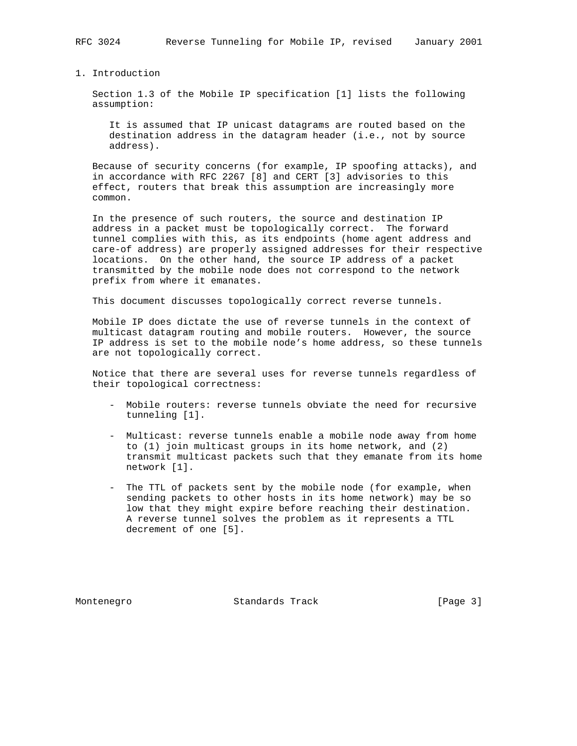# 1. Introduction

Section 1.3 of the Mobile IP specification [1] lists the following assumption:

> It is assumed that IP unicast datagrams are routed based on the destination address in the datagram header (i.e., not by source address).

Because of security concerns (for example, IP spoofing attacks), and in accordance with RFC 2267 [8] and CERT [3] advisories to this effect, routers that break this assumption are increasingly more common.

In the presence of such routers, the source and destination IP address in a packet must be topologically correct. The forward tunnel complies with this, as its endpoints (home agent address and care-of address) are properly assigned addresses for their respective locations. On the other hand, the source IP address of a packet transmitted by the mobile node does not correspond to the network prefix from where it emanates.

This document discusses topologically correct reverse tunnels.

Mobile IP does dictate the use of reverse tunnels in the context of multicast datagram routing and mobile routers. However, the source IP address is set to the mobile node's home address, so these tunnels are not topologically correct.

Notice that there are several uses for reverse tunnels regardless of their topological correctness:

- Mobile routers: reverse tunnels obviate the need for recursive tunneling [1].
- Multicast: reverse tunnels enable a mobile node away from home to (1) join multicast groups in its home network, and (2) transmit multicast packets such that they emanate from its home network [1].
- The TTL of packets sent by the mobile node (for example, when sending packets to other hosts in its home network) may be so low that they might expire before reaching their destination. A reverse tunnel solves the problem as it represents a TTL decrement of one [5].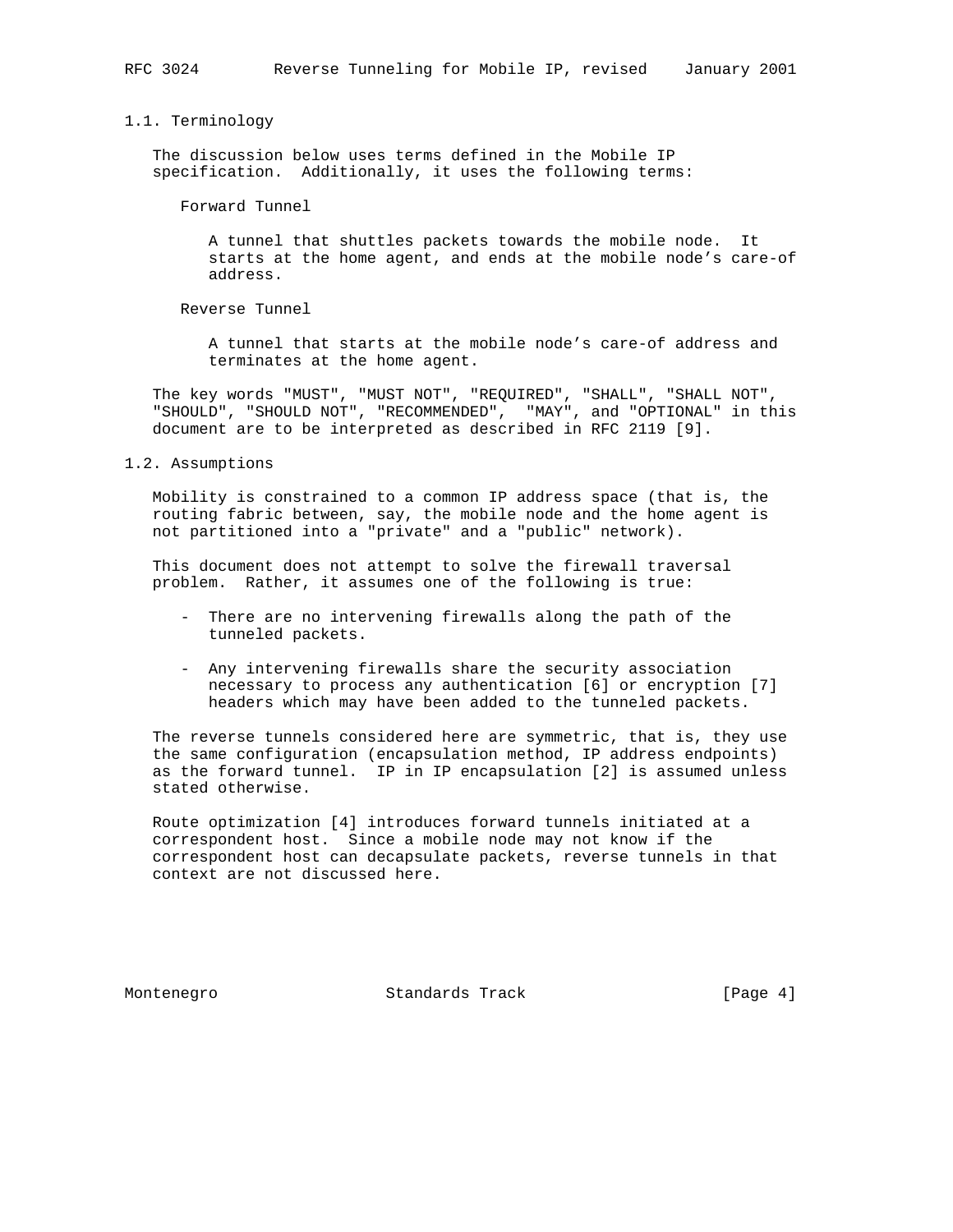### 1.1. Terminology

The discussion below uses terms defined in the Mobile IP specification. Additionally, it uses the following terms:

Forward Tunnel

A tunnel that shuttles packets towards the mobile node. It starts at the home agent, and ends at the mobile node's care-of address.

Reverse Tunnel

A tunnel that starts at the mobile node's care-of address and terminates at the home agent.

The key words "MUST", "MUST NOT", "REQUIRED", "SHALL", "SHALL NOT", "SHOULD", "SHOULD NOT", "RECOMMENDED", "MAY", and "OPTIONAL" in this document are to be interpreted as described in RFC 2119 [9].

### 1.2. Assumptions

Mobility is constrained to a common IP address space (that is, the routing fabric between, say, the mobile node and the home agent is not partitioned into a "private" and a "public" network).

This document does not attempt to solve the firewall traversal problem. Rather, it assumes one of the following is true:

- There are no intervening firewalls along the path of the tunneled packets.
- Any intervening firewalls share the security association necessary to process any authentication [6] or encryption [7] headers which may have been added to the tunneled packets.

The reverse tunnels considered here are symmetric, that is, they use the same configuration (encapsulation method, IP address endpoints) as the forward tunnel. IP in IP encapsulation [2] is assumed unless stated otherwise.

Route optimization [4] introduces forward tunnels initiated at a correspondent host. Since a mobile node may not know if the correspondent host can decapsulate packets, reverse tunnels in that context are not discussed here.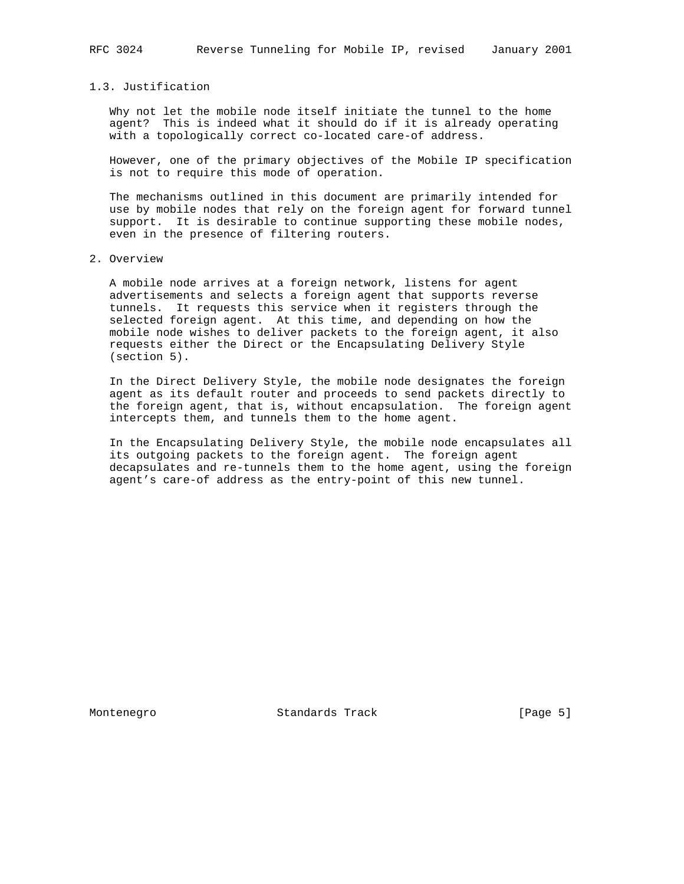## 1.3. Justification

Why not let the mobile node itself initiate the tunnel to the home agent? This is indeed what it should do if it is already operating with a topologically correct co-located care-of address.

However, one of the primary objectives of the Mobile IP specification is not to require this mode of operation.

The mechanisms outlined in this document are primarily intended for use by mobile nodes that rely on the foreign agent for forward tunnel support. It is desirable to continue supporting these mobile nodes, even in the presence of filtering routers.

# 2. Overview

A mobile node arrives at a foreign network, listens for agent advertisements and selects a foreign agent that supports reverse tunnels. It requests this service when it registers through the selected foreign agent. At this time, and depending on how the mobile node wishes to deliver packets to the foreign agent, it also requests either the Direct or the Encapsulating Delivery Style (section 5).

In the Direct Delivery Style, the mobile node designates the foreign agent as its default router and proceeds to send packets directly to the foreign agent, that is, without encapsulation. The foreign agent intercepts them, and tunnels them to the home agent.

In the Encapsulating Delivery Style, the mobile node encapsulates all its outgoing packets to the foreign agent. The foreign agent decapsulates and re-tunnels them to the home agent, using the foreign agent's care-of address as the entry-point of this new tunnel.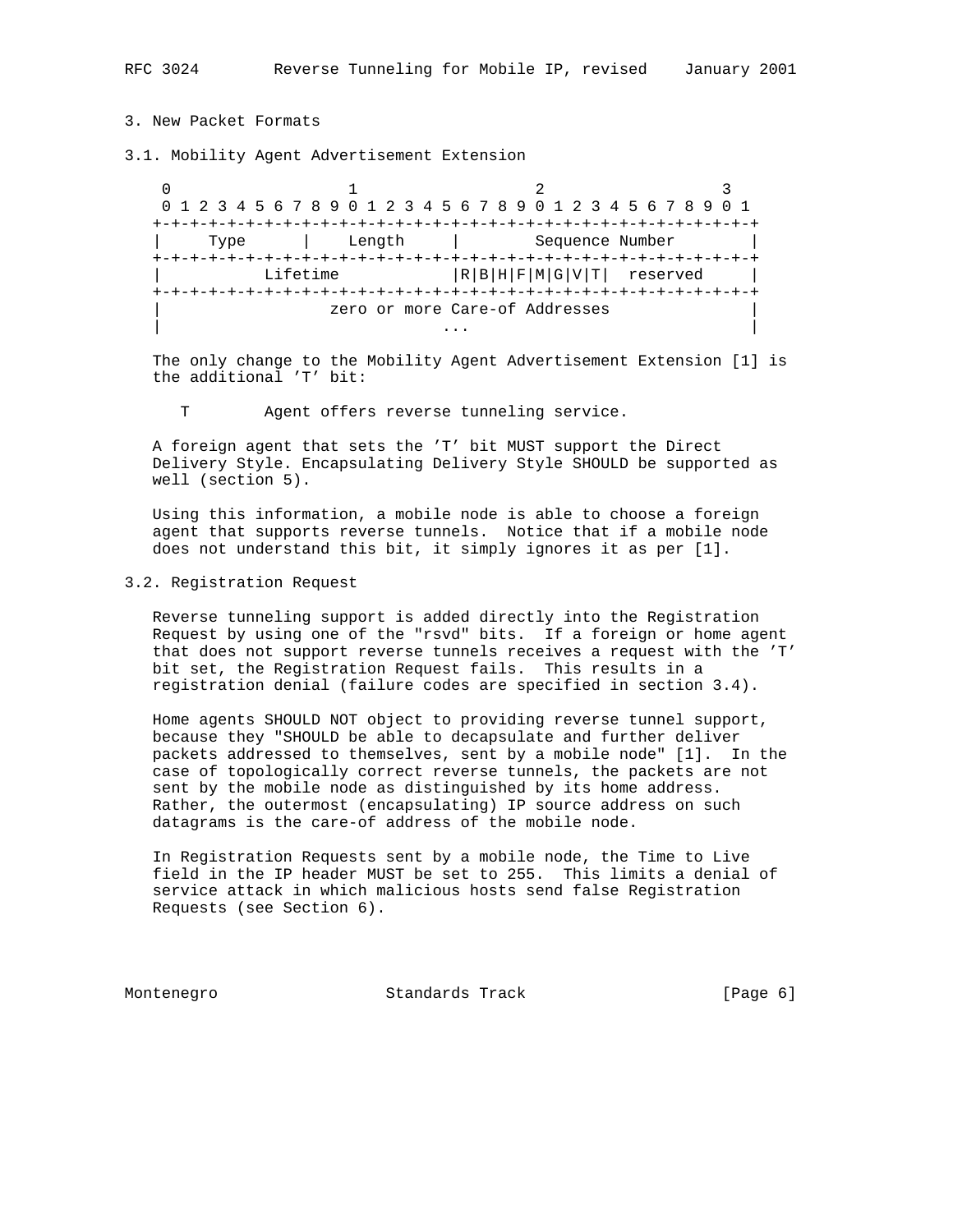## 3. New Packet Formats

### 3.1. Mobility Agent Advertisement Extension

```
    0                   1                   2                   3
    0 1 2 3 4 5 6 7 8 9 0 1 2 3 4 5 6 7 8 9 0 1 2 3 4 5 6 7 8 9 0 1
   +-+-+-+-+-+-+-+-+-+-+-+-+-+-+-+-+-+-+-+-+-+-+-+-+-+-+-+-+-+-+-+-+
   |     Type      |    Length     |        Sequence Number        |
   +-+-+-+-+-+-+-+-+-+-+-+-+-+-+-+-+-+-+-+-+-+-+-+-+-+-+-+-+-+-+-+-+
   |           Lifetime            |R|B|H|F|M|G|V|T|  reserved     |
   +-+-+-+-+-+-+-+-+-+-+-+-+-+-+-+-+-+-+-+-+-+-+-+-+-+-+-+-+-+-+-+-+
   |                  zero or more Care-of Addresses               |
   |                              ...                              |
```

The only change to the Mobility Agent Advertisement Extension [1] is the additional 'T' bit:

T        Agent offers reverse tunneling service.

A foreign agent that sets the 'T' bit MUST support the Direct Delivery Style. Encapsulating Delivery Style SHOULD be supported as well (section 5).

Using this information, a mobile node is able to choose a foreign agent that supports reverse tunnels. Notice that if a mobile node does not understand this bit, it simply ignores it as per [1].

### 3.2. Registration Request

Reverse tunneling support is added directly into the Registration Request by using one of the "rsvd" bits. If a foreign or home agent that does not support reverse tunnels receives a request with the 'T' bit set, the Registration Request fails. This results in a registration denial (failure codes are specified in section 3.4).

Home agents SHOULD NOT object to providing reverse tunnel support, because they "SHOULD be able to decapsulate and further deliver packets addressed to themselves, sent by a mobile node" [1]. In the case of topologically correct reverse tunnels, the packets are not sent by the mobile node as distinguished by its home address. Rather, the outermost (encapsulating) IP source address on such datagrams is the care-of address of the mobile node.

In Registration Requests sent by a mobile node, the Time to Live field in the IP header MUST be set to 255. This limits a denial of service attack in which malicious hosts send false Registration Requests (see Section 6).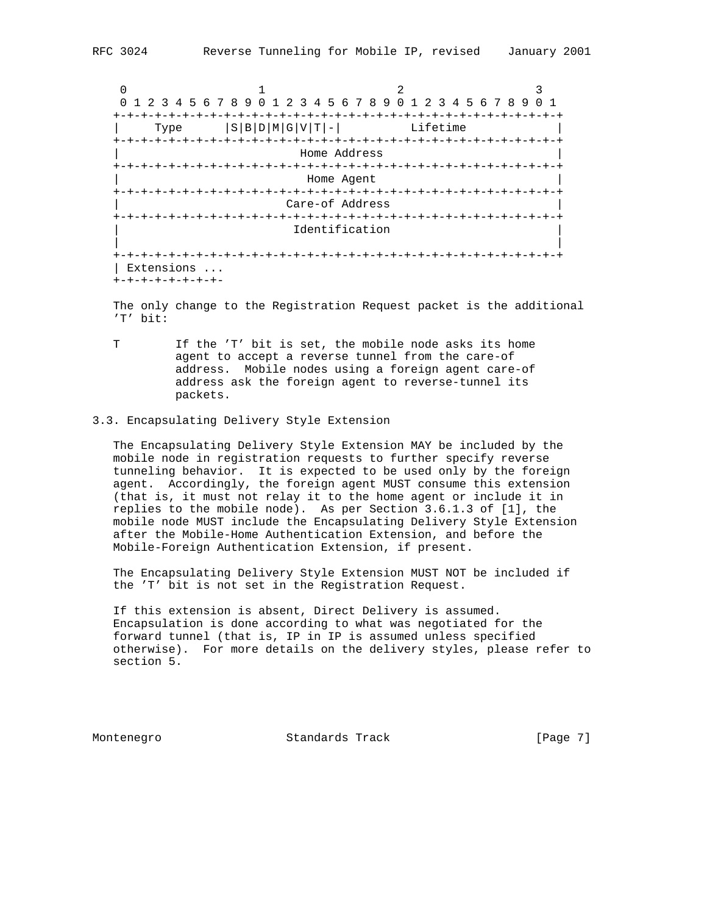```
    0                   1                   2                   3
    0 1 2 3 4 5 6 7 8 9 0 1 2 3 4 5 6 7 8 9 0 1 2 3 4 5 6 7 8 9 0 1
   +-+-+-+-+-+-+-+-+-+-+-+-+-+-+-+-+-+-+-+-+-+-+-+-+-+-+-+-+-+-+-+-+
   |     Type      |S|B|D|M|G|V|T|-|          Lifetime             |
   +-+-+-+-+-+-+-+-+-+-+-+-+-+-+-+-+-+-+-+-+-+-+-+-+-+-+-+-+-+-+-+-+
   |                          Home Address                         |
   +-+-+-+-+-+-+-+-+-+-+-+-+-+-+-+-+-+-+-+-+-+-+-+-+-+-+-+-+-+-+-+-+
   |                           Home Agent                          |
   +-+-+-+-+-+-+-+-+-+-+-+-+-+-+-+-+-+-+-+-+-+-+-+-+-+-+-+-+-+-+-+-+
   |                        Care-of Address                        |
   +-+-+-+-+-+-+-+-+-+-+-+-+-+-+-+-+-+-+-+-+-+-+-+-+-+-+-+-+-+-+-+-+
   |                         Identification                        |
   |                                                               |
   +-+-+-+-+-+-+-+-+-+-+-+-+-+-+-+-+-+-+-+-+-+-+-+-+-+-+-+-+-+-+-+-+
   | Extensions ...
   +-+-+-+-+-+-+-+-
```

The only change to the Registration Request packet is the additional 'T' bit:

T        If the 'T' bit is set, the mobile node asks its home agent to accept a reverse tunnel from the care-of address. Mobile nodes using a foreign agent care-of address ask the foreign agent to reverse-tunnel its packets.

### 3.3. Encapsulating Delivery Style Extension

The Encapsulating Delivery Style Extension MAY be included by the mobile node in registration requests to further specify reverse tunneling behavior. It is expected to be used only by the foreign agent. Accordingly, the foreign agent MUST consume this extension (that is, it must not relay it to the home agent or include it in replies to the mobile node). As per Section 3.6.1.3 of [1], the mobile node MUST include the Encapsulating Delivery Style Extension after the Mobile-Home Authentication Extension, and before the Mobile-Foreign Authentication Extension, if present.

The Encapsulating Delivery Style Extension MUST NOT be included if the 'T' bit is not set in the Registration Request.

If this extension is absent, Direct Delivery is assumed. Encapsulation is done according to what was negotiated for the forward tunnel (that is, IP in IP is assumed unless specified otherwise). For more details on the delivery styles, please refer to section 5.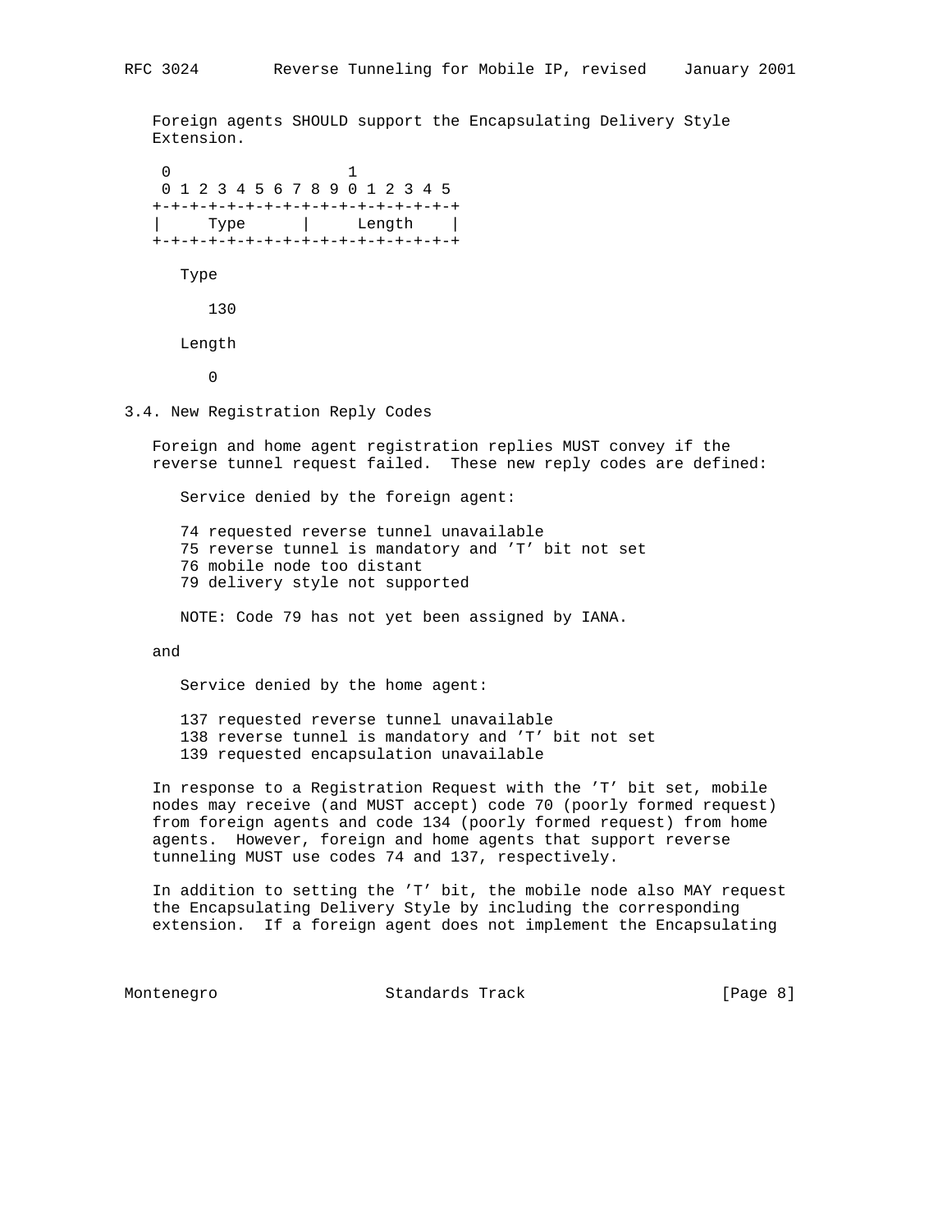Foreign agents SHOULD support the Encapsulating Delivery Style Extension.

```
 0                   1
 0 1 2 3 4 5 6 7 8 9 0 1 2 3 4 5
+-+-+-+-+-+-+-+-+-+-+-+-+-+-+-+-+
|     Type      |     Length    |
+-+-+-+-+-+-+-+-+-+-+-+-+-+-+-+-+
```

Type

130

Length

0

### 3.4. New Registration Reply Codes

Foreign and home agent registration replies MUST convey if the reverse tunnel request failed. These new reply codes are defined:

Service denied by the foreign agent:

74 requested reverse tunnel unavailable
75 reverse tunnel is mandatory and 'T' bit not set
76 mobile node too distant
79 delivery style not supported

NOTE: Code 79 has not yet been assigned by IANA.

and

Service denied by the home agent:

137 requested reverse tunnel unavailable
138 reverse tunnel is mandatory and 'T' bit not set
139 requested encapsulation unavailable

In response to a Registration Request with the 'T' bit set, mobile nodes may receive (and MUST accept) code 70 (poorly formed request) from foreign agents and code 134 (poorly formed request) from home agents. However, foreign and home agents that support reverse tunneling MUST use codes 74 and 137, respectively.

In addition to setting the 'T' bit, the mobile node also MAY request the Encapsulating Delivery Style by including the corresponding extension. If a foreign agent does not implement the Encapsulating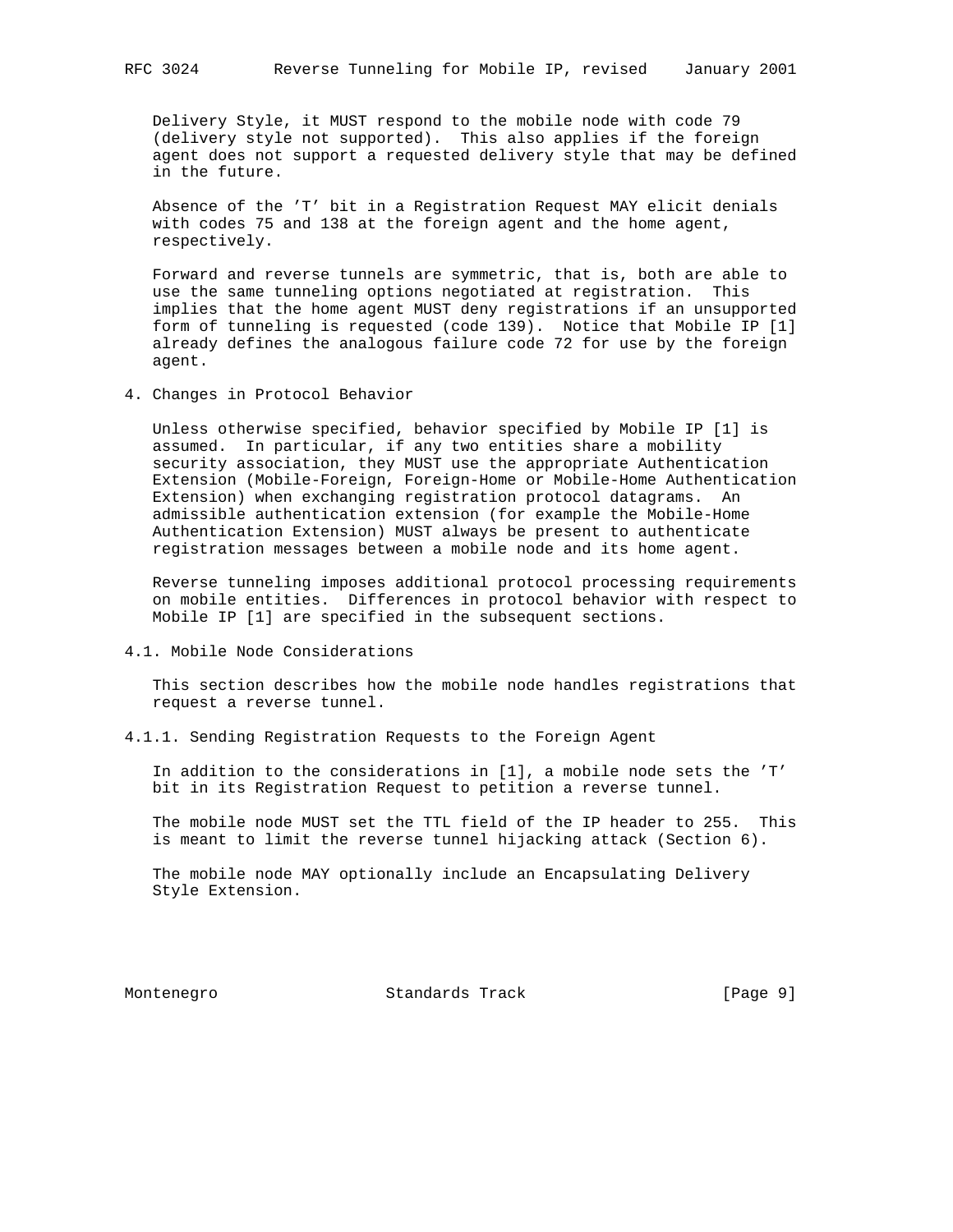Delivery Style, it MUST respond to the mobile node with code 79 (delivery style not supported). This also applies if the foreign agent does not support a requested delivery style that may be defined in the future.

Absence of the 'T' bit in a Registration Request MAY elicit denials with codes 75 and 138 at the foreign agent and the home agent, respectively.

Forward and reverse tunnels are symmetric, that is, both are able to use the same tunneling options negotiated at registration. This implies that the home agent MUST deny registrations if an unsupported form of tunneling is requested (code 139). Notice that Mobile IP [1] already defines the analogous failure code 72 for use by the foreign agent.

## 4. Changes in Protocol Behavior

Unless otherwise specified, behavior specified by Mobile IP [1] is assumed. In particular, if any two entities share a mobility security association, they MUST use the appropriate Authentication Extension (Mobile-Foreign, Foreign-Home or Mobile-Home Authentication Extension) when exchanging registration protocol datagrams. An admissible authentication extension (for example the Mobile-Home Authentication Extension) MUST always be present to authenticate registration messages between a mobile node and its home agent.

Reverse tunneling imposes additional protocol processing requirements on mobile entities. Differences in protocol behavior with respect to Mobile IP [1] are specified in the subsequent sections.

### 4.1. Mobile Node Considerations

This section describes how the mobile node handles registrations that request a reverse tunnel.

#### 4.1.1. Sending Registration Requests to the Foreign Agent

In addition to the considerations in [1], a mobile node sets the 'T' bit in its Registration Request to petition a reverse tunnel.

The mobile node MUST set the TTL field of the IP header to 255. This is meant to limit the reverse tunnel hijacking attack (Section 6).

The mobile node MAY optionally include an Encapsulating Delivery Style Extension.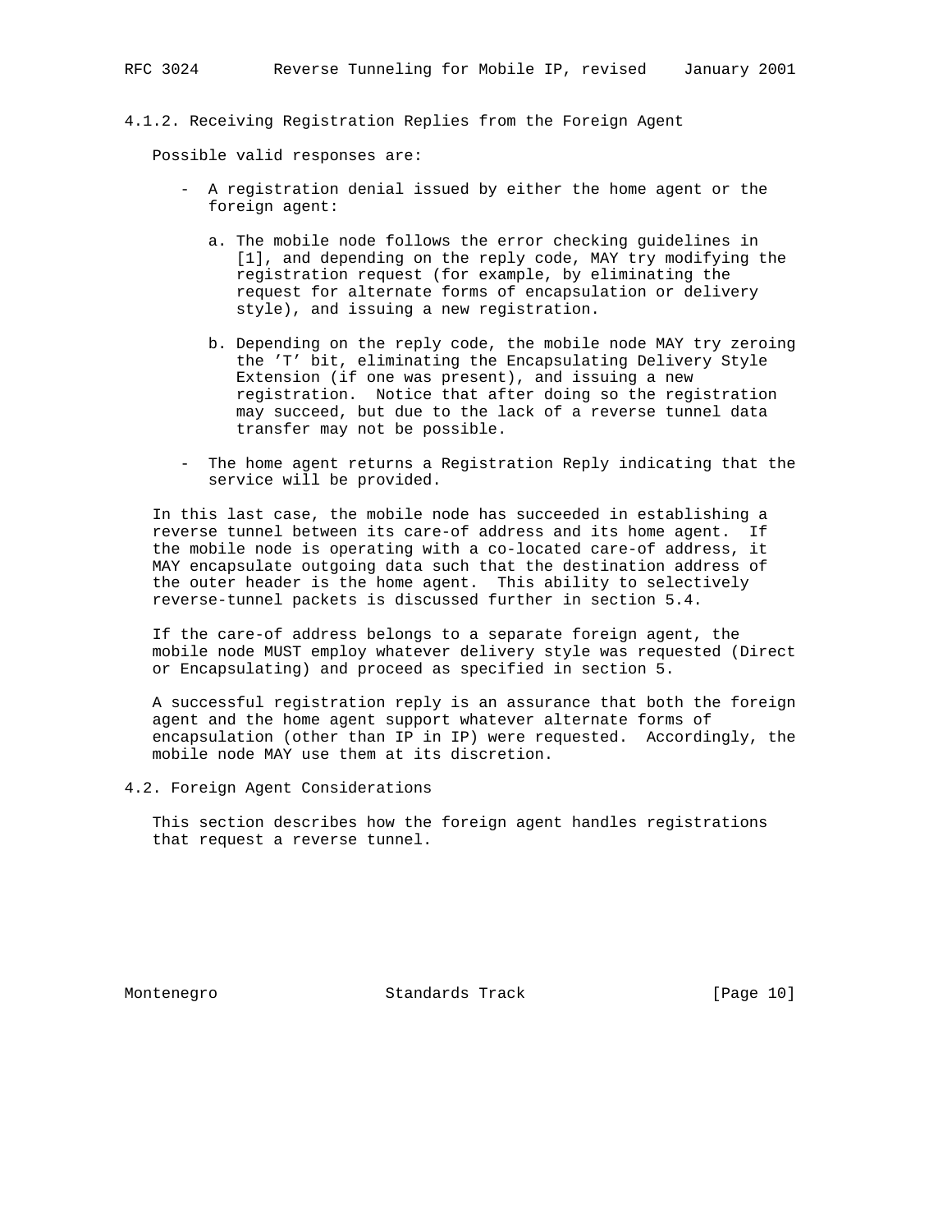### 4.1.2. Receiving Registration Replies from the Foreign Agent

Possible valid responses are:

- A registration denial issued by either the home agent or the foreign agent:

  a. The mobile node follows the error checking guidelines in [1], and depending on the reply code, MAY try modifying the registration request (for example, by eliminating the request for alternate forms of encapsulation or delivery style), and issuing a new registration.

  b. Depending on the reply code, the mobile node MAY try zeroing the 'T' bit, eliminating the Encapsulating Delivery Style Extension (if one was present), and issuing a new registration. Notice that after doing so the registration may succeed, but due to the lack of a reverse tunnel data transfer may not be possible.

- The home agent returns a Registration Reply indicating that the service will be provided.

In this last case, the mobile node has succeeded in establishing a reverse tunnel between its care-of address and its home agent. If the mobile node is operating with a co-located care-of address, it MAY encapsulate outgoing data such that the destination address of the outer header is the home agent. This ability to selectively reverse-tunnel packets is discussed further in section 5.4.

If the care-of address belongs to a separate foreign agent, the mobile node MUST employ whatever delivery style was requested (Direct or Encapsulating) and proceed as specified in section 5.

A successful registration reply is an assurance that both the foreign agent and the home agent support whatever alternate forms of encapsulation (other than IP in IP) were requested. Accordingly, the mobile node MAY use them at its discretion.

## 4.2. Foreign Agent Considerations

This section describes how the foreign agent handles registrations that request a reverse tunnel.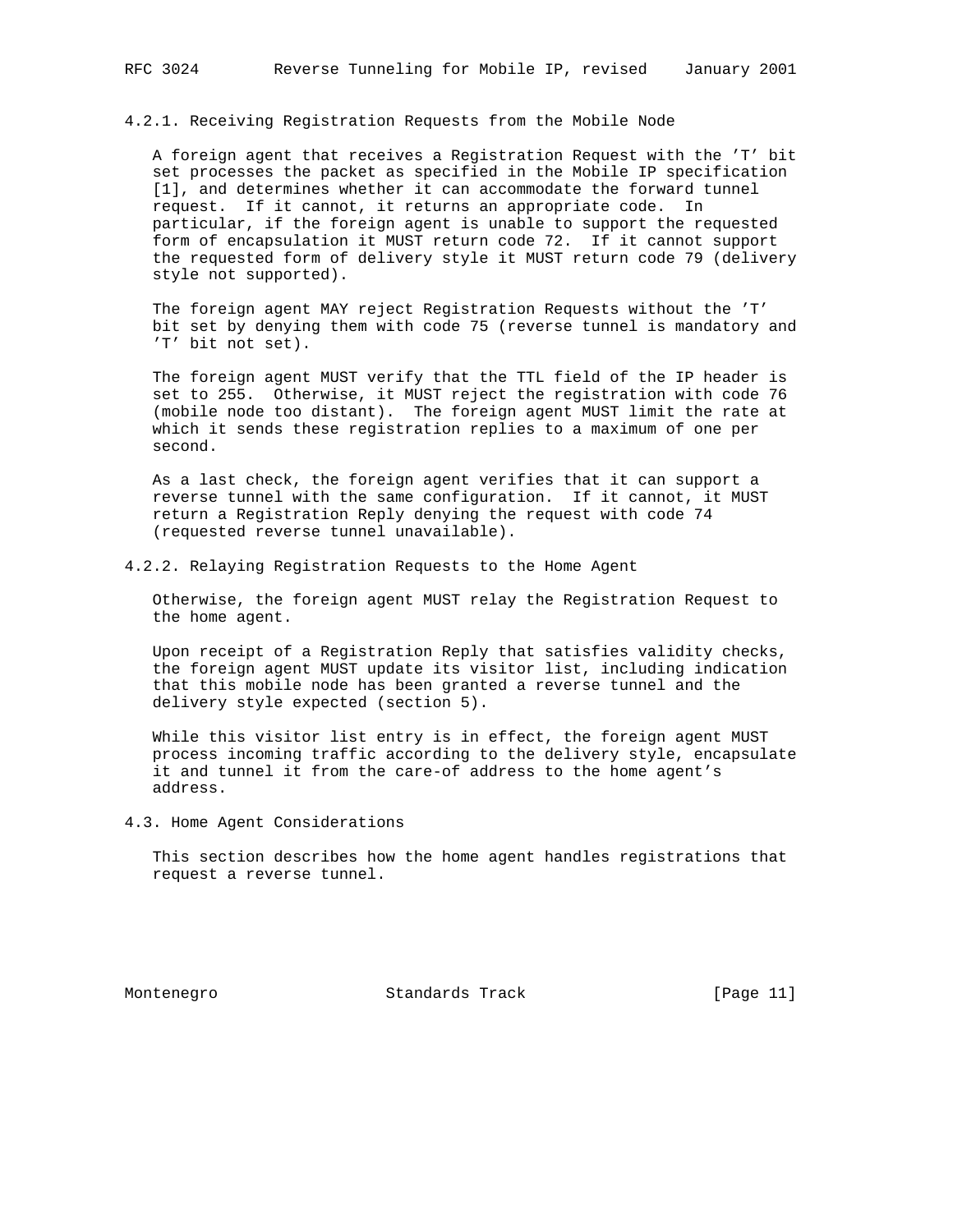### 4.2.1. Receiving Registration Requests from the Mobile Node

A foreign agent that receives a Registration Request with the 'T' bit set processes the packet as specified in the Mobile IP specification [1], and determines whether it can accommodate the forward tunnel request. If it cannot, it returns an appropriate code. In particular, if the foreign agent is unable to support the requested form of encapsulation it MUST return code 72. If it cannot support the requested form of delivery style it MUST return code 79 (delivery style not supported).

The foreign agent MAY reject Registration Requests without the 'T' bit set by denying them with code 75 (reverse tunnel is mandatory and 'T' bit not set).

The foreign agent MUST verify that the TTL field of the IP header is set to 255. Otherwise, it MUST reject the registration with code 76 (mobile node too distant). The foreign agent MUST limit the rate at which it sends these registration replies to a maximum of one per second.

As a last check, the foreign agent verifies that it can support a reverse tunnel with the same configuration. If it cannot, it MUST return a Registration Reply denying the request with code 74 (requested reverse tunnel unavailable).

### 4.2.2. Relaying Registration Requests to the Home Agent

Otherwise, the foreign agent MUST relay the Registration Request to the home agent.

Upon receipt of a Registration Reply that satisfies validity checks, the foreign agent MUST update its visitor list, including indication that this mobile node has been granted a reverse tunnel and the delivery style expected (section 5).

While this visitor list entry is in effect, the foreign agent MUST process incoming traffic according to the delivery style, encapsulate it and tunnel it from the care-of address to the home agent's address.

## 4.3. Home Agent Considerations

This section describes how the home agent handles registrations that request a reverse tunnel.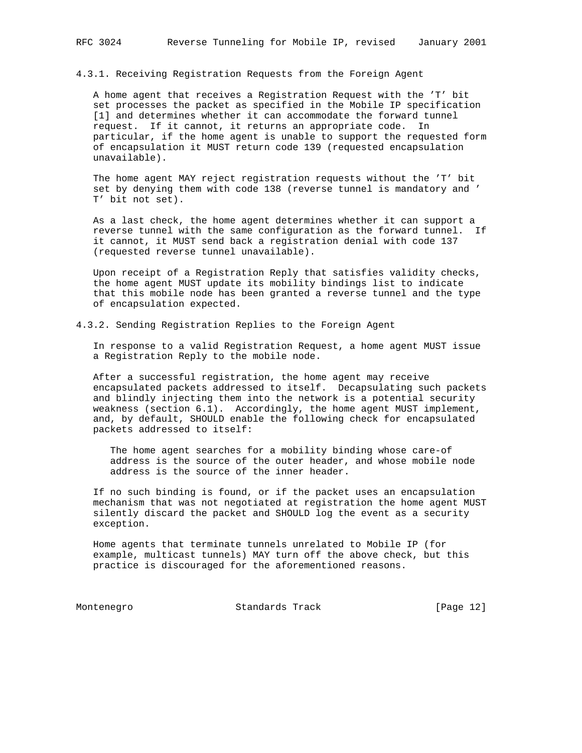### 4.3.1. Receiving Registration Requests from the Foreign Agent

A home agent that receives a Registration Request with the 'T' bit set processes the packet as specified in the Mobile IP specification [1] and determines whether it can accommodate the forward tunnel request. If it cannot, it returns an appropriate code. In particular, if the home agent is unable to support the requested form of encapsulation it MUST return code 139 (requested encapsulation unavailable).

The home agent MAY reject registration requests without the 'T' bit set by denying them with code 138 (reverse tunnel is mandatory and ' T' bit not set).

As a last check, the home agent determines whether it can support a reverse tunnel with the same configuration as the forward tunnel. If it cannot, it MUST send back a registration denial with code 137 (requested reverse tunnel unavailable).

Upon receipt of a Registration Reply that satisfies validity checks, the home agent MUST update its mobility bindings list to indicate that this mobile node has been granted a reverse tunnel and the type of encapsulation expected.

### 4.3.2. Sending Registration Replies to the Foreign Agent

In response to a valid Registration Request, a home agent MUST issue a Registration Reply to the mobile node.

After a successful registration, the home agent may receive encapsulated packets addressed to itself. Decapsulating such packets and blindly injecting them into the network is a potential security weakness (section 6.1). Accordingly, the home agent MUST implement, and, by default, SHOULD enable the following check for encapsulated packets addressed to itself:

> The home agent searches for a mobility binding whose care-of address is the source of the outer header, and whose mobile node address is the source of the inner header.

If no such binding is found, or if the packet uses an encapsulation mechanism that was not negotiated at registration the home agent MUST silently discard the packet and SHOULD log the event as a security exception.

Home agents that terminate tunnels unrelated to Mobile IP (for example, multicast tunnels) MAY turn off the above check, but this practice is discouraged for the aforementioned reasons.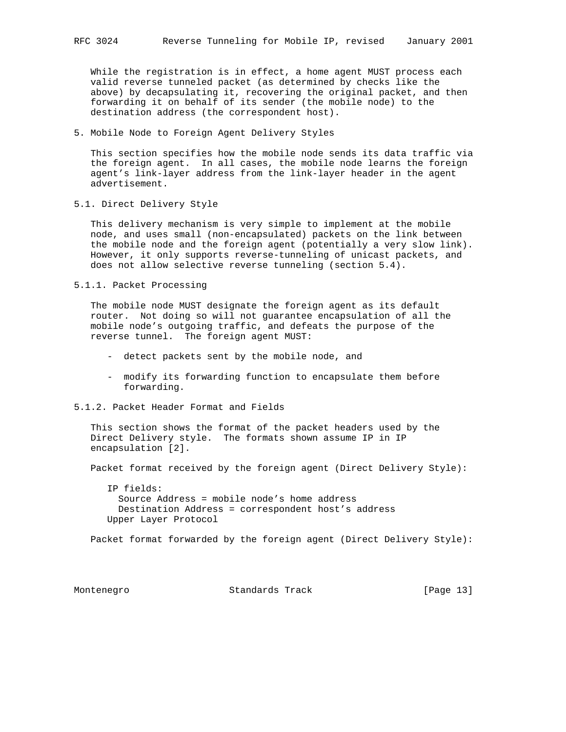While the registration is in effect, a home agent MUST process each valid reverse tunneled packet (as determined by checks like the above) by decapsulating it, recovering the original packet, and then forwarding it on behalf of its sender (the mobile node) to the destination address (the correspondent host).

## 5. Mobile Node to Foreign Agent Delivery Styles

This section specifies how the mobile node sends its data traffic via the foreign agent. In all cases, the mobile node learns the foreign agent's link-layer address from the link-layer header in the agent advertisement.

### 5.1. Direct Delivery Style

This delivery mechanism is very simple to implement at the mobile node, and uses small (non-encapsulated) packets on the link between the mobile node and the foreign agent (potentially a very slow link). However, it only supports reverse-tunneling of unicast packets, and does not allow selective reverse tunneling (section 5.4).

#### 5.1.1. Packet Processing

The mobile node MUST designate the foreign agent as its default router. Not doing so will not guarantee encapsulation of all the mobile node's outgoing traffic, and defeats the purpose of the reverse tunnel. The foreign agent MUST:

- detect packets sent by the mobile node, and

- modify its forwarding function to encapsulate them before forwarding.

#### 5.1.2. Packet Header Format and Fields

This section shows the format of the packet headers used by the Direct Delivery style. The formats shown assume IP in IP encapsulation [2].

Packet format received by the foreign agent (Direct Delivery Style):

```
IP fields:
  Source Address = mobile node's home address
  Destination Address = correspondent host's address
Upper Layer Protocol
```

Packet format forwarded by the foreign agent (Direct Delivery Style):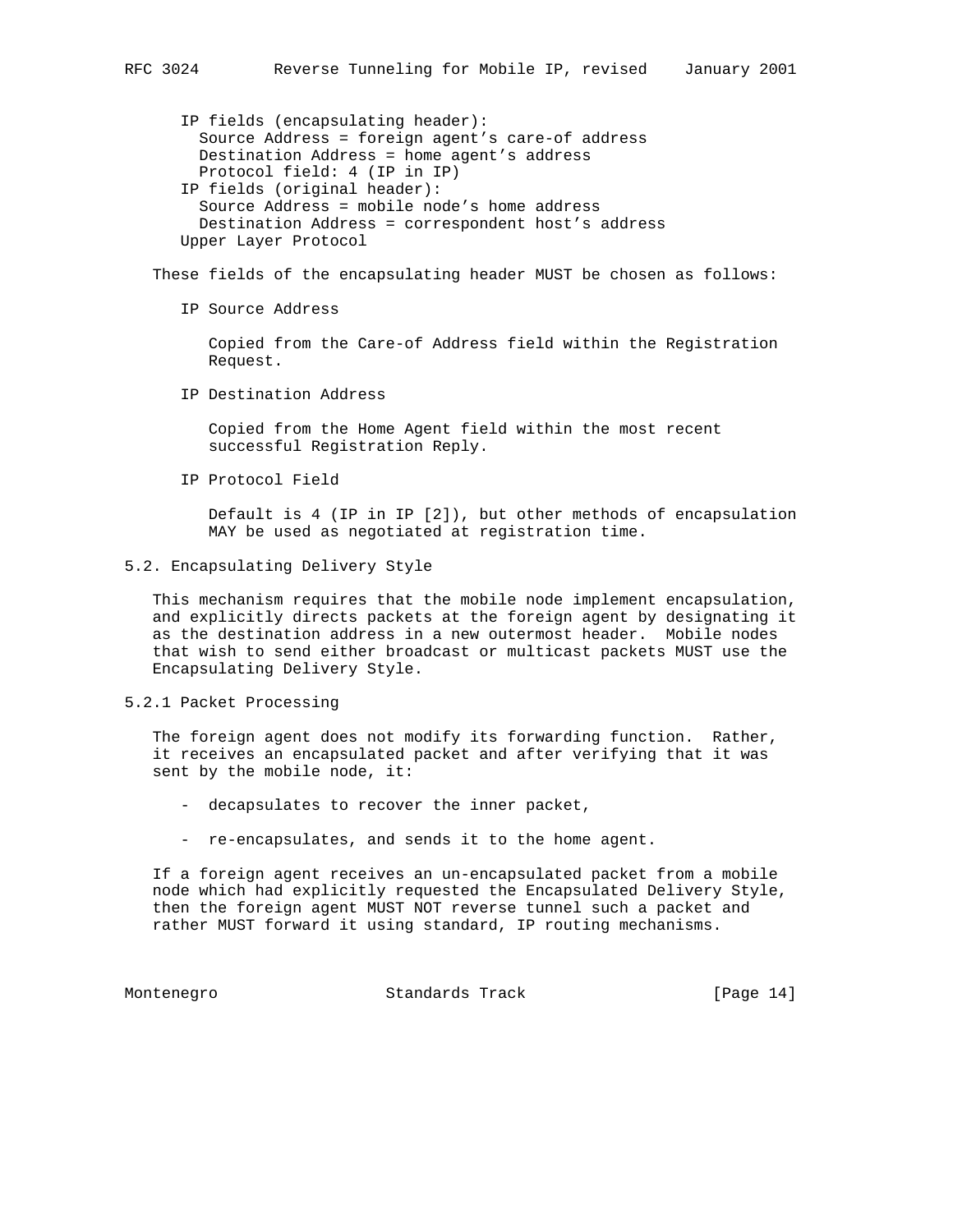```
IP fields (encapsulating header):
  Source Address = foreign agent's care-of address
  Destination Address = home agent's address
  Protocol field: 4 (IP in IP)
IP fields (original header):
  Source Address = mobile node's home address
  Destination Address = correspondent host's address
Upper Layer Protocol
```

These fields of the encapsulating header MUST be chosen as follows:

IP Source Address

Copied from the Care-of Address field within the Registration Request.

IP Destination Address

Copied from the Home Agent field within the most recent successful Registration Reply.

IP Protocol Field

Default is 4 (IP in IP [2]), but other methods of encapsulation MAY be used as negotiated at registration time.

## 5.2. Encapsulating Delivery Style

This mechanism requires that the mobile node implement encapsulation, and explicitly directs packets at the foreign agent by designating it as the destination address in a new outermost header. Mobile nodes that wish to send either broadcast or multicast packets MUST use the Encapsulating Delivery Style.

### 5.2.1 Packet Processing

The foreign agent does not modify its forwarding function. Rather, it receives an encapsulated packet and after verifying that it was sent by the mobile node, it:

- decapsulates to recover the inner packet,
- re-encapsulates, and sends it to the home agent.

If a foreign agent receives an un-encapsulated packet from a mobile node which had explicitly requested the Encapsulated Delivery Style, then the foreign agent MUST NOT reverse tunnel such a packet and rather MUST forward it using standard, IP routing mechanisms.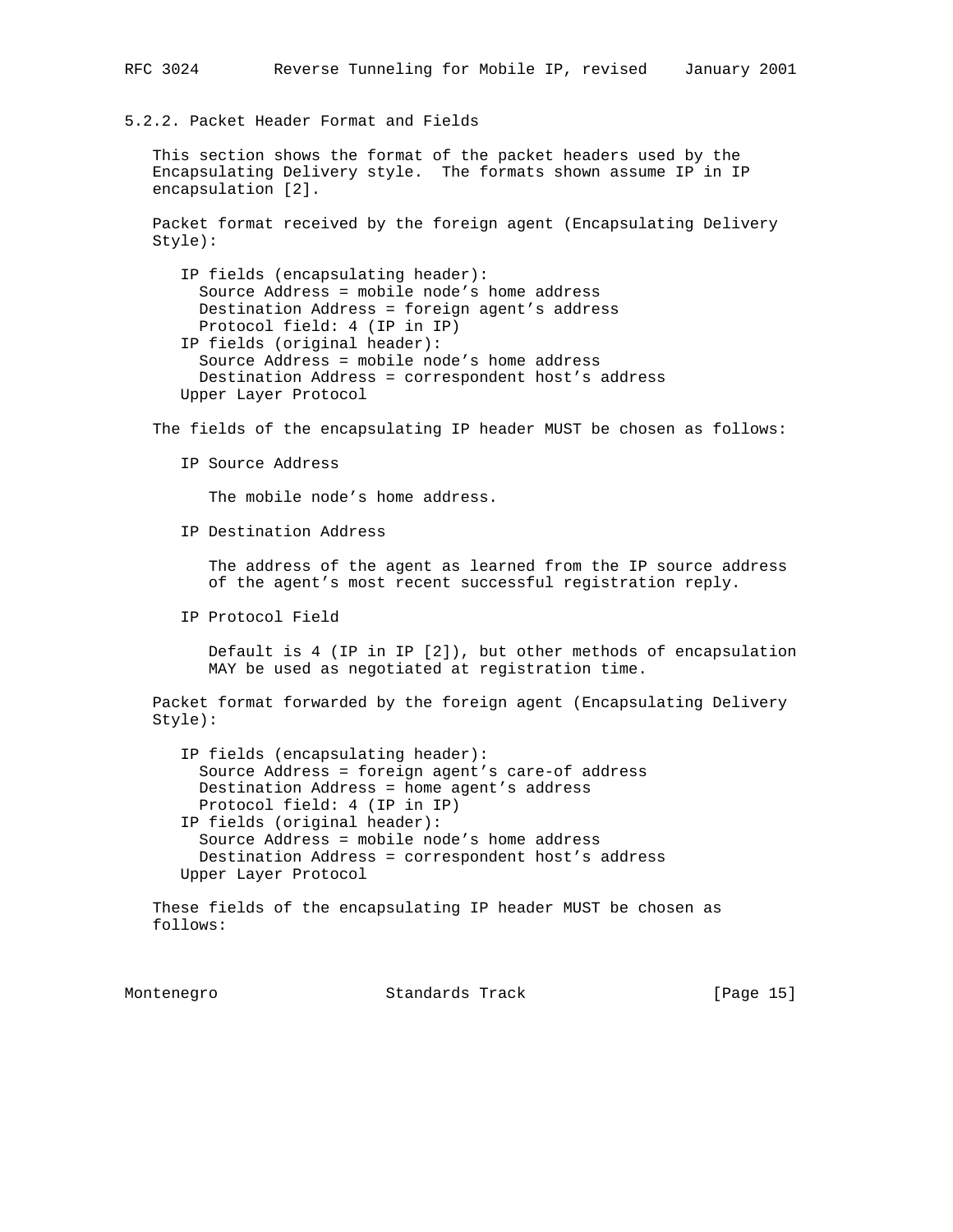### 5.2.2. Packet Header Format and Fields

This section shows the format of the packet headers used by the Encapsulating Delivery style. The formats shown assume IP in IP encapsulation [2].

Packet format received by the foreign agent (Encapsulating Delivery Style):

```
IP fields (encapsulating header):
  Source Address = mobile node's home address
  Destination Address = foreign agent's address
  Protocol field: 4 (IP in IP)
IP fields (original header):
  Source Address = mobile node's home address
  Destination Address = correspondent host's address
Upper Layer Protocol
```

The fields of the encapsulating IP header MUST be chosen as follows:

IP Source Address

The mobile node's home address.

IP Destination Address

The address of the agent as learned from the IP source address of the agent's most recent successful registration reply.

IP Protocol Field

Default is 4 (IP in IP [2]), but other methods of encapsulation MAY be used as negotiated at registration time.

Packet format forwarded by the foreign agent (Encapsulating Delivery Style):

```
IP fields (encapsulating header):
  Source Address = foreign agent's care-of address
  Destination Address = home agent's address
  Protocol field: 4 (IP in IP)
IP fields (original header):
  Source Address = mobile node's home address
  Destination Address = correspondent host's address
Upper Layer Protocol
```

These fields of the encapsulating IP header MUST be chosen as follows: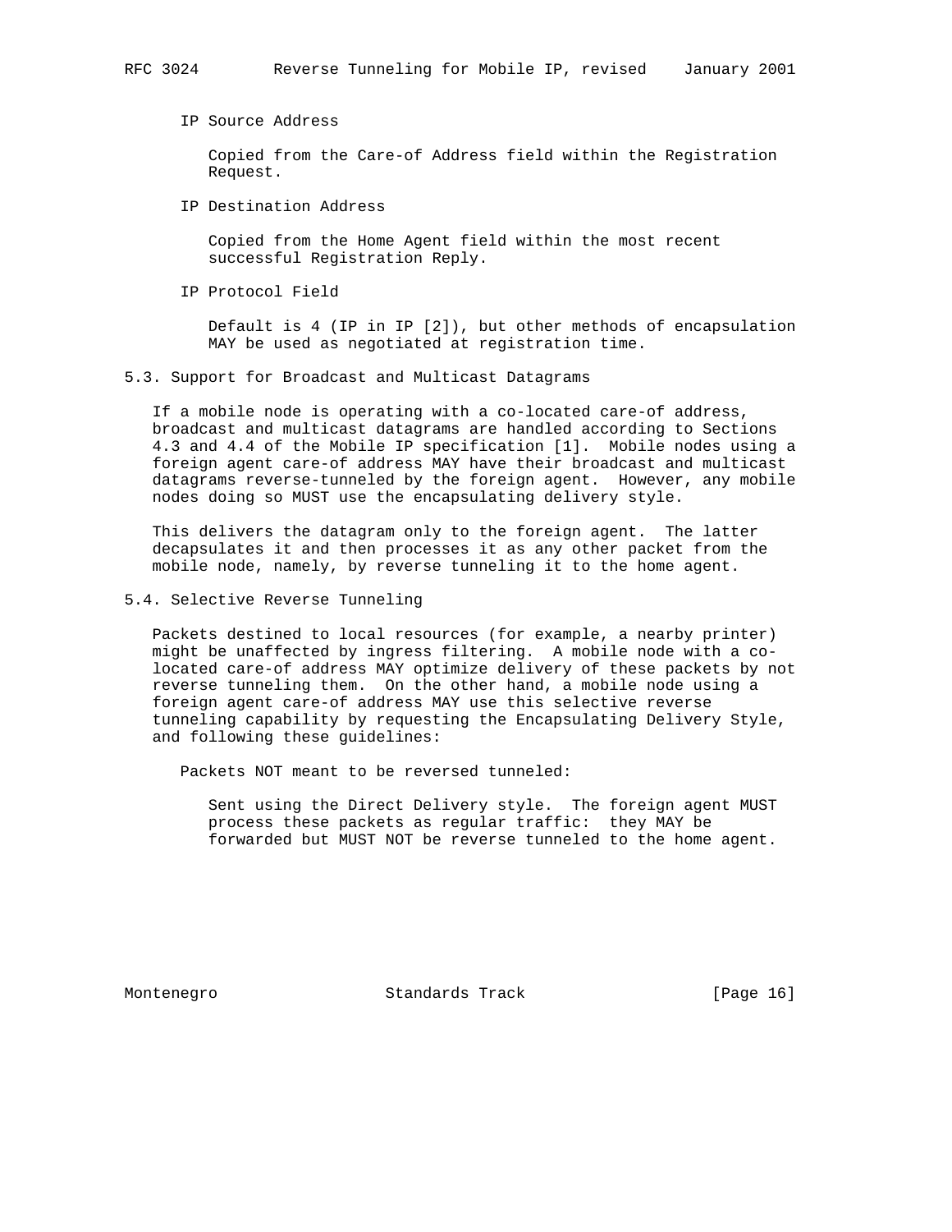IP Source Address

Copied from the Care-of Address field within the Registration Request.

IP Destination Address

Copied from the Home Agent field within the most recent successful Registration Reply.

IP Protocol Field

Default is 4 (IP in IP [2]), but other methods of encapsulation MAY be used as negotiated at registration time.

## 5.3. Support for Broadcast and Multicast Datagrams

If a mobile node is operating with a co-located care-of address, broadcast and multicast datagrams are handled according to Sections 4.3 and 4.4 of the Mobile IP specification [1]. Mobile nodes using a foreign agent care-of address MAY have their broadcast and multicast datagrams reverse-tunneled by the foreign agent. However, any mobile nodes doing so MUST use the encapsulating delivery style.

This delivers the datagram only to the foreign agent. The latter decapsulates it and then processes it as any other packet from the mobile node, namely, by reverse tunneling it to the home agent.

## 5.4. Selective Reverse Tunneling

Packets destined to local resources (for example, a nearby printer) might be unaffected by ingress filtering. A mobile node with a co-located care-of address MAY optimize delivery of these packets by not reverse tunneling them. On the other hand, a mobile node using a foreign agent care-of address MAY use this selective reverse tunneling capability by requesting the Encapsulating Delivery Style, and following these guidelines:

Packets NOT meant to be reversed tunneled:

Sent using the Direct Delivery style. The foreign agent MUST process these packets as regular traffic: they MAY be forwarded but MUST NOT be reverse tunneled to the home agent.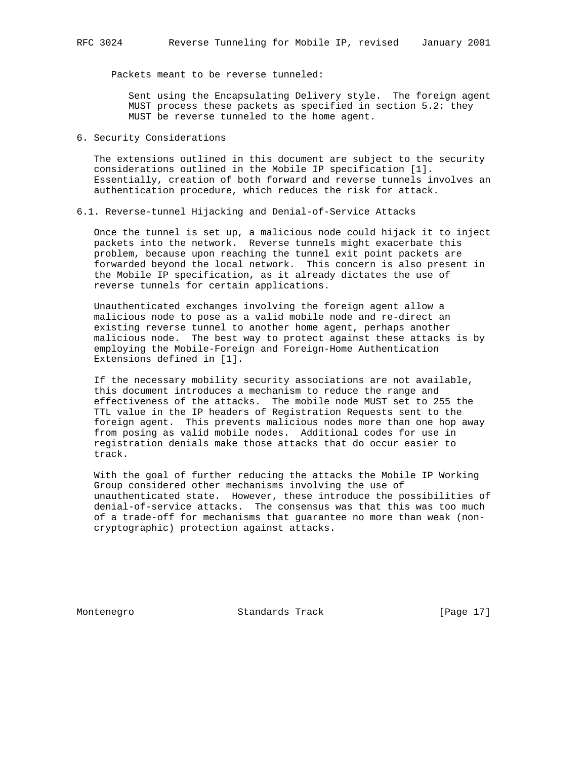Packets meant to be reverse tunneled:

Sent using the Encapsulating Delivery style. The foreign agent MUST process these packets as specified in section 5.2: they MUST be reverse tunneled to the home agent.

## 6. Security Considerations

The extensions outlined in this document are subject to the security considerations outlined in the Mobile IP specification [1]. Essentially, creation of both forward and reverse tunnels involves an authentication procedure, which reduces the risk for attack.

### 6.1. Reverse-tunnel Hijacking and Denial-of-Service Attacks

Once the tunnel is set up, a malicious node could hijack it to inject packets into the network. Reverse tunnels might exacerbate this problem, because upon reaching the tunnel exit point packets are forwarded beyond the local network. This concern is also present in the Mobile IP specification, as it already dictates the use of reverse tunnels for certain applications.

Unauthenticated exchanges involving the foreign agent allow a malicious node to pose as a valid mobile node and re-direct an existing reverse tunnel to another home agent, perhaps another malicious node. The best way to protect against these attacks is by employing the Mobile-Foreign and Foreign-Home Authentication Extensions defined in [1].

If the necessary mobility security associations are not available, this document introduces a mechanism to reduce the range and effectiveness of the attacks. The mobile node MUST set to 255 the TTL value in the IP headers of Registration Requests sent to the foreign agent. This prevents malicious nodes more than one hop away from posing as valid mobile nodes. Additional codes for use in registration denials make those attacks that do occur easier to track.

With the goal of further reducing the attacks the Mobile IP Working Group considered other mechanisms involving the use of unauthenticated state. However, these introduce the possibilities of denial-of-service attacks. The consensus was that this was too much of a trade-off for mechanisms that guarantee no more than weak (non-cryptographic) protection against attacks.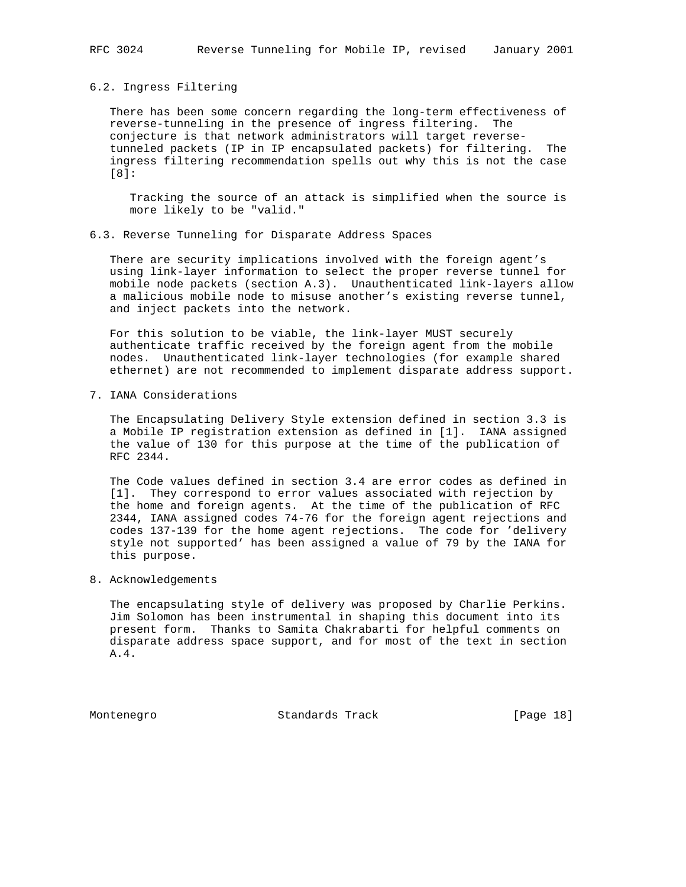### 6.2. Ingress Filtering

There has been some concern regarding the long-term effectiveness of reverse-tunneling in the presence of ingress filtering. The conjecture is that network administrators will target reverse-tunneled packets (IP in IP encapsulated packets) for filtering. The ingress filtering recommendation spells out why this is not the case [8]:

> Tracking the source of an attack is simplified when the source is more likely to be "valid."

### 6.3. Reverse Tunneling for Disparate Address Spaces

There are security implications involved with the foreign agent’s using link-layer information to select the proper reverse tunnel for mobile node packets (section A.3). Unauthenticated link-layers allow a malicious mobile node to misuse another’s existing reverse tunnel, and inject packets into the network.

For this solution to be viable, the link-layer MUST securely authenticate traffic received by the foreign agent from the mobile nodes. Unauthenticated link-layer technologies (for example shared ethernet) are not recommended to implement disparate address support.

## 7. IANA Considerations

The Encapsulating Delivery Style extension defined in section 3.3 is a Mobile IP registration extension as defined in [1]. IANA assigned the value of 130 for this purpose at the time of the publication of RFC 2344.

The Code values defined in section 3.4 are error codes as defined in [1]. They correspond to error values associated with rejection by the home and foreign agents. At the time of the publication of RFC 2344, IANA assigned codes 74-76 for the foreign agent rejections and codes 137-139 for the home agent rejections. The code for ’delivery style not supported’ has been assigned a value of 79 by the IANA for this purpose.

## 8. Acknowledgements

The encapsulating style of delivery was proposed by Charlie Perkins. Jim Solomon has been instrumental in shaping this document into its present form. Thanks to Samita Chakrabarti for helpful comments on disparate address space support, and for most of the text in section A.4.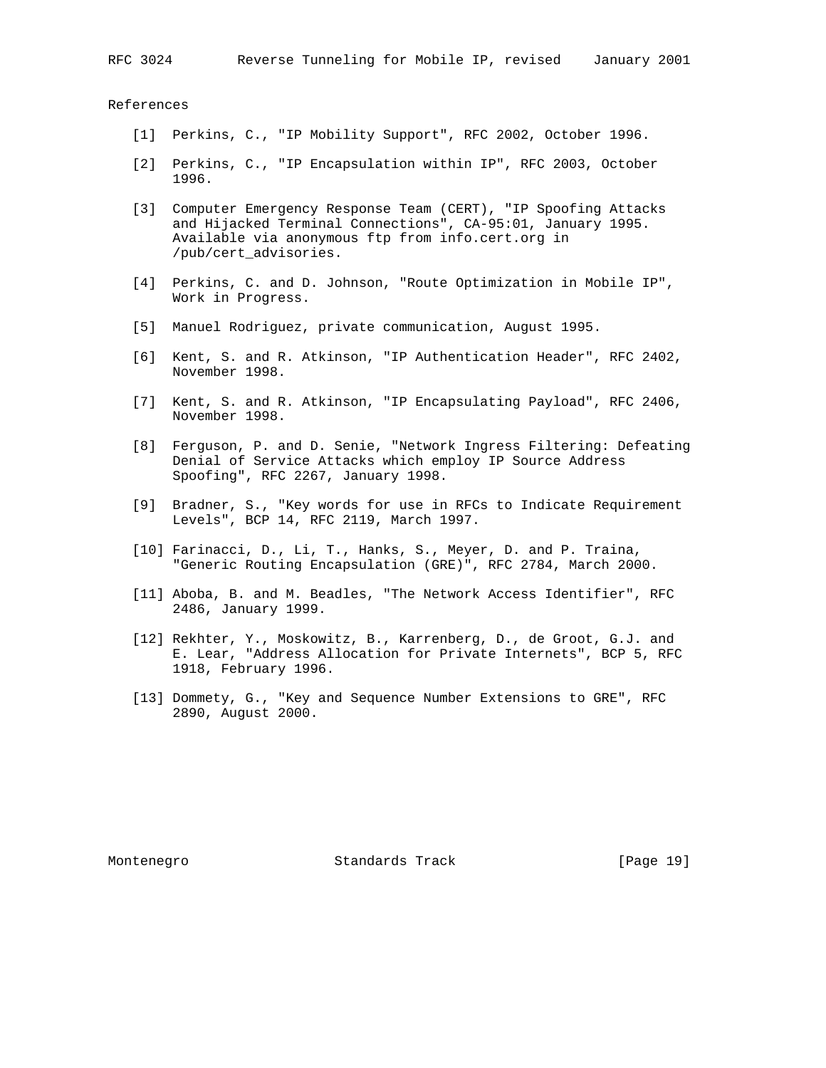# References

[1] Perkins, C., "IP Mobility Support", RFC 2002, October 1996.

[2] Perkins, C., "IP Encapsulation within IP", RFC 2003, October 1996.

[3] Computer Emergency Response Team (CERT), "IP Spoofing Attacks and Hijacked Terminal Connections", CA-95:01, January 1995. Available via anonymous ftp from info.cert.org in /pub/cert_advisories.

[4] Perkins, C. and D. Johnson, "Route Optimization in Mobile IP", Work in Progress.

[5] Manuel Rodriguez, private communication, August 1995.

[6] Kent, S. and R. Atkinson, "IP Authentication Header", RFC 2402, November 1998.

[7] Kent, S. and R. Atkinson, "IP Encapsulating Payload", RFC 2406, November 1998.

[8] Ferguson, P. and D. Senie, "Network Ingress Filtering: Defeating Denial of Service Attacks which employ IP Source Address Spoofing", RFC 2267, January 1998.

[9] Bradner, S., "Key words for use in RFCs to Indicate Requirement Levels", BCP 14, RFC 2119, March 1997.

[10] Farinacci, D., Li, T., Hanks, S., Meyer, D. and P. Traina, "Generic Routing Encapsulation (GRE)", RFC 2784, March 2000.

[11] Aboba, B. and M. Beadles, "The Network Access Identifier", RFC 2486, January 1999.

[12] Rekhter, Y., Moskowitz, B., Karrenberg, D., de Groot, G.J. and E. Lear, "Address Allocation for Private Internets", BCP 5, RFC 1918, February 1996.

[13] Dommety, G., "Key and Sequence Number Extensions to GRE", RFC 2890, August 2000.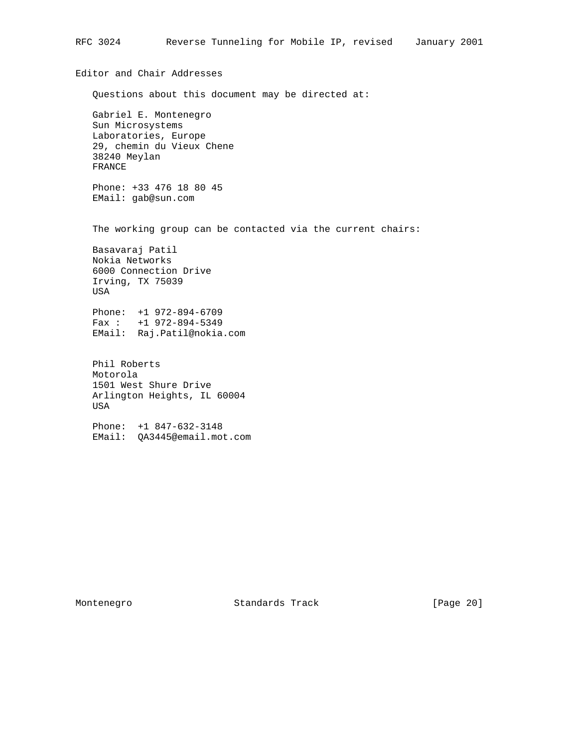## Editor and Chair Addresses

Questions about this document may be directed at:

Gabriel E. Montenegro  
Sun Microsystems  
Laboratories, Europe  
29, chemin du Vieux Chene  
38240 Meylan  
FRANCE

Phone: +33 476 18 80 45  
EMail: gab@sun.com

The working group can be contacted via the current chairs:

Basavaraj Patil  
Nokia Networks  
6000 Connection Drive  
Irving, TX 75039  
USA

Phone: +1 972-894-6709  
Fax : +1 972-894-5349  
EMail: Raj.Patil@nokia.com

Phil Roberts  
Motorola  
1501 West Shure Drive  
Arlington Heights, IL 60004  
USA

Phone: +1 847-632-3148  
EMail: QA3445@email.mot.com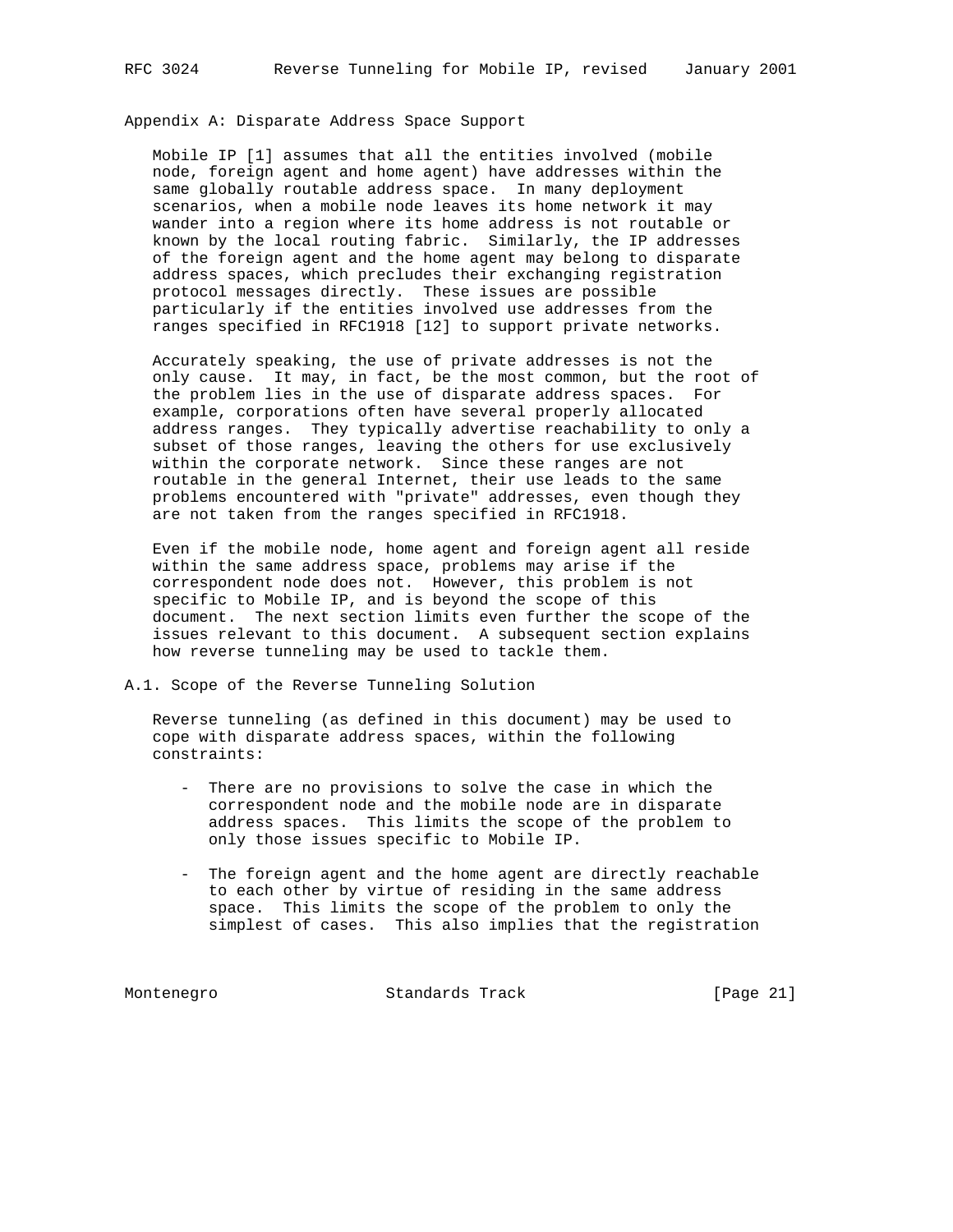## Appendix A: Disparate Address Space Support

Mobile IP [1] assumes that all the entities involved (mobile node, foreign agent and home agent) have addresses within the same globally routable address space. In many deployment scenarios, when a mobile node leaves its home network it may wander into a region where its home address is not routable or known by the local routing fabric. Similarly, the IP addresses of the foreign agent and the home agent may belong to disparate address spaces, which precludes their exchanging registration protocol messages directly. These issues are possible particularly if the entities involved use addresses from the ranges specified in RFC1918 [12] to support private networks.

Accurately speaking, the use of private addresses is not the only cause. It may, in fact, be the most common, but the root of the problem lies in the use of disparate address spaces. For example, corporations often have several properly allocated address ranges. They typically advertise reachability to only a subset of those ranges, leaving the others for use exclusively within the corporate network. Since these ranges are not routable in the general Internet, their use leads to the same problems encountered with "private" addresses, even though they are not taken from the ranges specified in RFC1918.

Even if the mobile node, home agent and foreign agent all reside within the same address space, problems may arise if the correspondent node does not. However, this problem is not specific to Mobile IP, and is beyond the scope of this document. The next section limits even further the scope of the issues relevant to this document. A subsequent section explains how reverse tunneling may be used to tackle them.

### A.1. Scope of the Reverse Tunneling Solution

Reverse tunneling (as defined in this document) may be used to cope with disparate address spaces, within the following constraints:

- There are no provisions to solve the case in which the correspondent node and the mobile node are in disparate address spaces. This limits the scope of the problem to only those issues specific to Mobile IP.

- The foreign agent and the home agent are directly reachable to each other by virtue of residing in the same address space. This limits the scope of the problem to only the simplest of cases. This also implies that the registration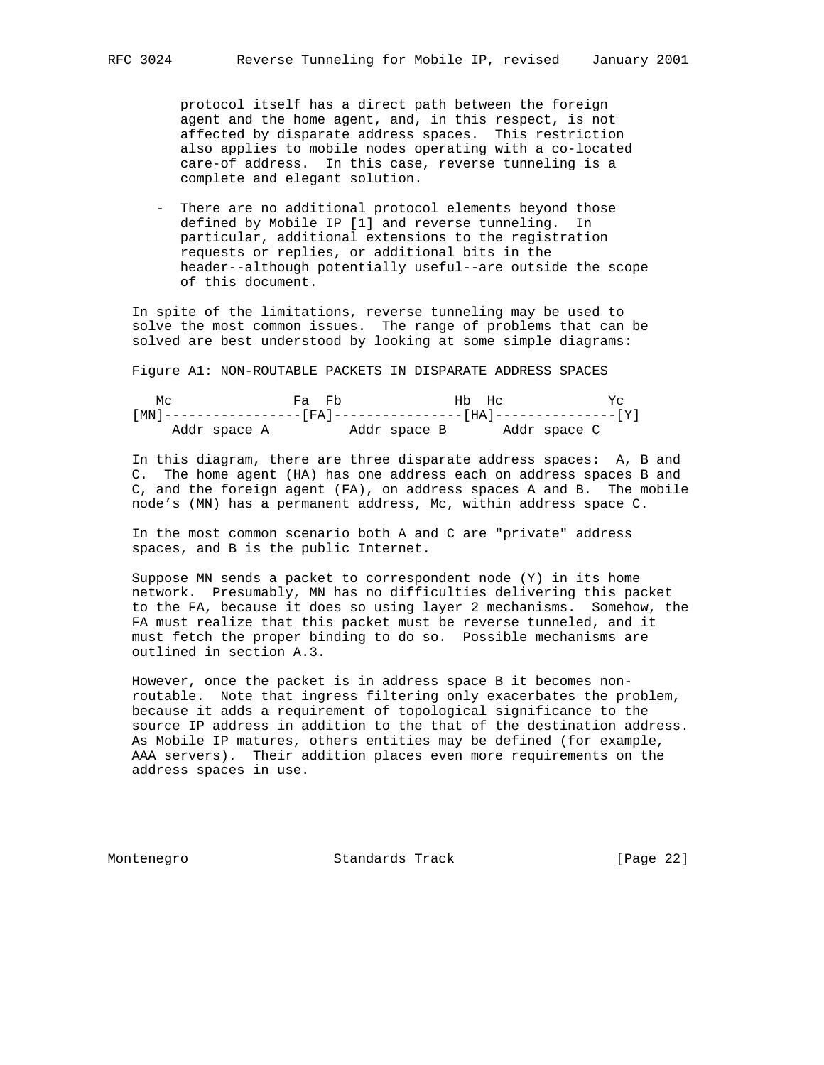protocol itself has a direct path between the foreign agent and the home agent, and, in this respect, is not affected by disparate address spaces. This restriction also applies to mobile nodes operating with a co-located care-of address. In this case, reverse tunneling is a complete and elegant solution.

- There are no additional protocol elements beyond those defined by Mobile IP [1] and reverse tunneling. In particular, additional extensions to the registration requests or replies, or additional bits in the header--although potentially useful--are outside the scope of this document.

In spite of the limitations, reverse tunneling may be used to solve the most common issues. The range of problems that can be solved are best understood by looking at some simple diagrams:

Figure A1: NON-ROUTABLE PACKETS IN DISPARATE ADDRESS SPACES

```
   Mc              Fa  Fb              Hb  Hc             Yc
[MN]-----------------[FA]----------------[HA]---------------[Y]
     Addr space A         Addr space B       Addr space C
```

In this diagram, there are three disparate address spaces: A, B and C. The home agent (HA) has one address each on address spaces B and C, and the foreign agent (FA), on address spaces A and B. The mobile node's (MN) has a permanent address, Mc, within address space C.

In the most common scenario both A and C are "private" address spaces, and B is the public Internet.

Suppose MN sends a packet to correspondent node (Y) in its home network. Presumably, MN has no difficulties delivering this packet to the FA, because it does so using layer 2 mechanisms. Somehow, the FA must realize that this packet must be reverse tunneled, and it must fetch the proper binding to do so. Possible mechanisms are outlined in section A.3.

However, once the packet is in address space B it becomes non-routable. Note that ingress filtering only exacerbates the problem, because it adds a requirement of topological significance to the source IP address in addition to the that of the destination address. As Mobile IP matures, others entities may be defined (for example, AAA servers). Their addition places even more requirements on the address spaces in use.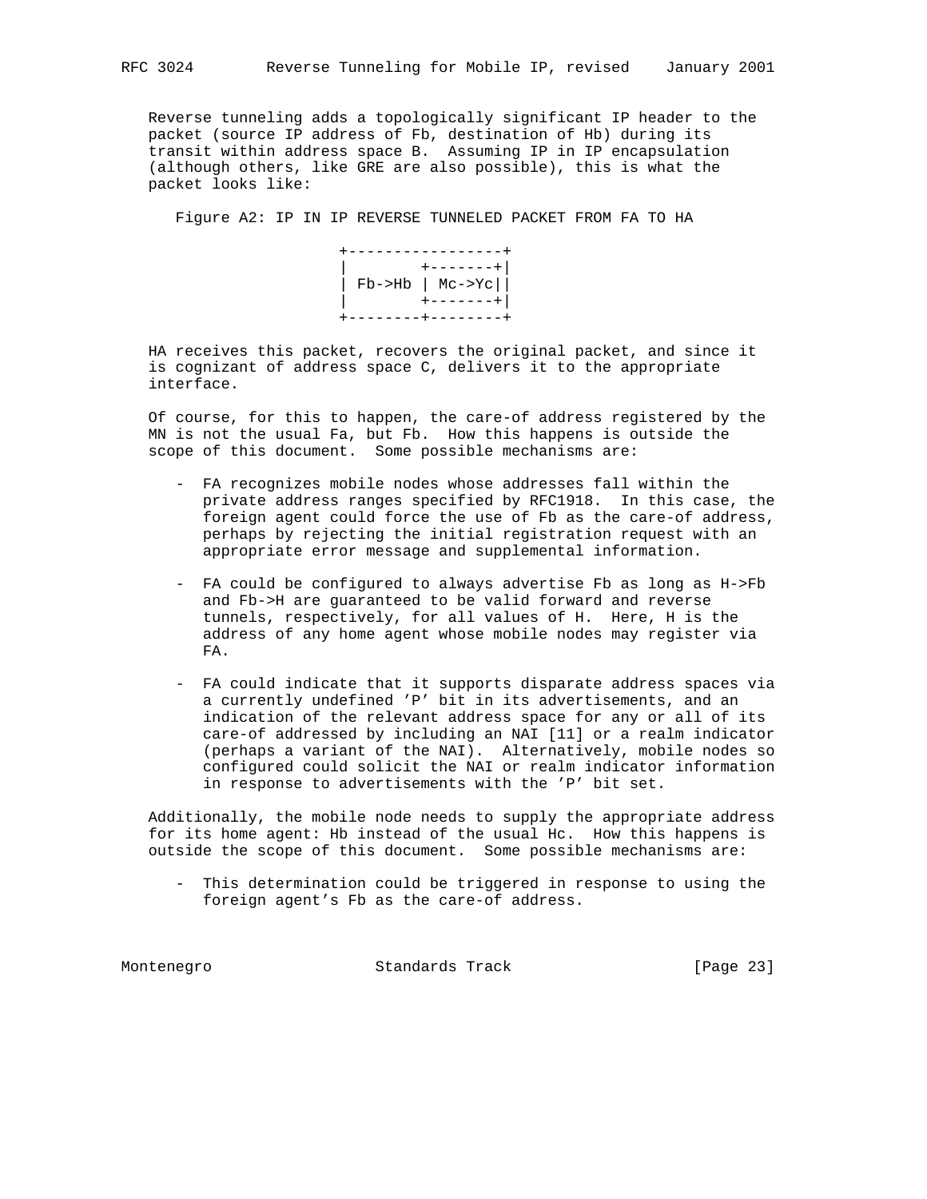Reverse tunneling adds a topologically significant IP header to the packet (source IP address of Fb, destination of Hb) during its transit within address space B. Assuming IP in IP encapsulation (although others, like GRE are also possible), this is what the packet looks like:

Figure A2: IP IN IP REVERSE TUNNELED PACKET FROM FA TO HA

```
+-----------------+
|        +-------+|
| Fb->Hb | Mc->Yc||
|        +-------+|
+--------+--------+
```

HA receives this packet, recovers the original packet, and since it is cognizant of address space C, delivers it to the appropriate interface.

Of course, for this to happen, the care-of address registered by the MN is not the usual Fa, but Fb. How this happens is outside the scope of this document. Some possible mechanisms are:

- FA recognizes mobile nodes whose addresses fall within the private address ranges specified by RFC1918. In this case, the foreign agent could force the use of Fb as the care-of address, perhaps by rejecting the initial registration request with an appropriate error message and supplemental information.

- FA could be configured to always advertise Fb as long as H->Fb and Fb->H are guaranteed to be valid forward and reverse tunnels, respectively, for all values of H. Here, H is the address of any home agent whose mobile nodes may register via FA.

- FA could indicate that it supports disparate address spaces via a currently undefined 'P' bit in its advertisements, and an indication of the relevant address space for any or all of its care-of addressed by including an NAI [11] or a realm indicator (perhaps a variant of the NAI). Alternatively, mobile nodes so configured could solicit the NAI or realm indicator information in response to advertisements with the 'P' bit set.

Additionally, the mobile node needs to supply the appropriate address for its home agent: Hb instead of the usual Hc. How this happens is outside the scope of this document. Some possible mechanisms are:

- This determination could be triggered in response to using the foreign agent's Fb as the care-of address.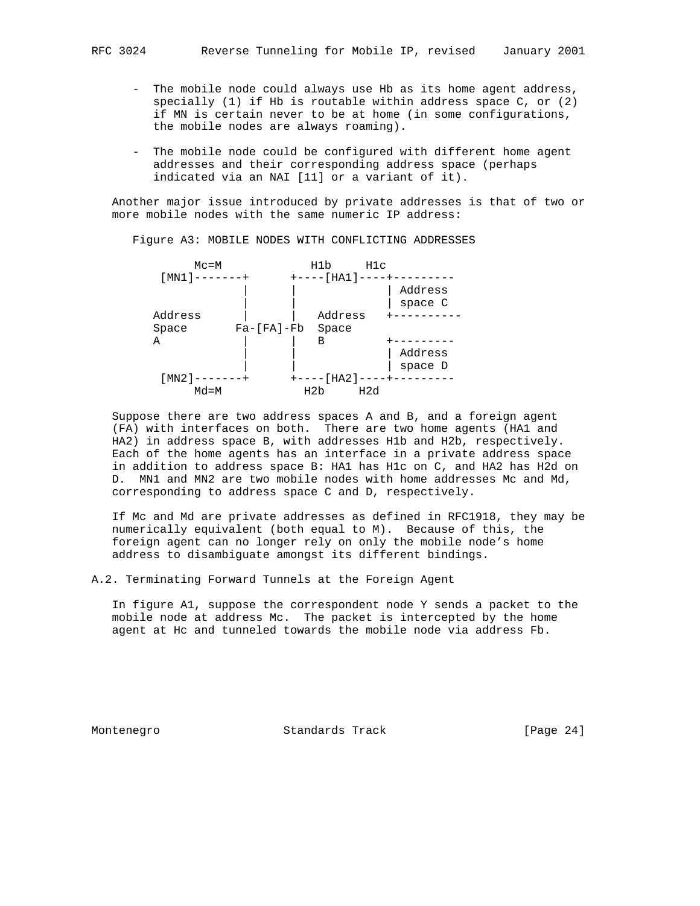- The mobile node could always use Hb as its home agent address, specially (1) if Hb is routable within address space C, or (2) if MN is certain never to be at home (in some configurations, the mobile nodes are always roaming).

- The mobile node could be configured with different home agent addresses and their corresponding address space (perhaps indicated via an NAI [11] or a variant of it).

Another major issue introduced by private addresses is that of two or more mobile nodes with the same numeric IP address:

Figure A3: MOBILE NODES WITH CONFLICTING ADDRESSES

```
       Mc=M             H1b     H1c
     [MN1]-------+      +----[HA1]----+---------
                 |      |             | Address
                 |      |             | space C
    Address      |      |   Address   +----------
    Space       Fa-[FA]-Fb  Space
    A            |      |   B         +---------
                 |      |             | Address
                 |      |             | space D
     [MN2]-------+      +----[HA2]----+---------
          Md=M            H2b     H2d
```

Suppose there are two address spaces A and B, and a foreign agent (FA) with interfaces on both. There are two home agents (HA1 and HA2) in address space B, with addresses H1b and H2b, respectively. Each of the home agents has an interface in a private address space in addition to address space B: HA1 has H1c on C, and HA2 has H2d on D. MN1 and MN2 are two mobile nodes with home addresses Mc and Md, corresponding to address space C and D, respectively.

If Mc and Md are private addresses as defined in RFC1918, they may be numerically equivalent (both equal to M). Because of this, the foreign agent can no longer rely on only the mobile node's home address to disambiguate amongst its different bindings.

## A.2. Terminating Forward Tunnels at the Foreign Agent

In figure A1, suppose the correspondent node Y sends a packet to the mobile node at address Mc. The packet is intercepted by the home agent at Hc and tunneled towards the mobile node via address Fb.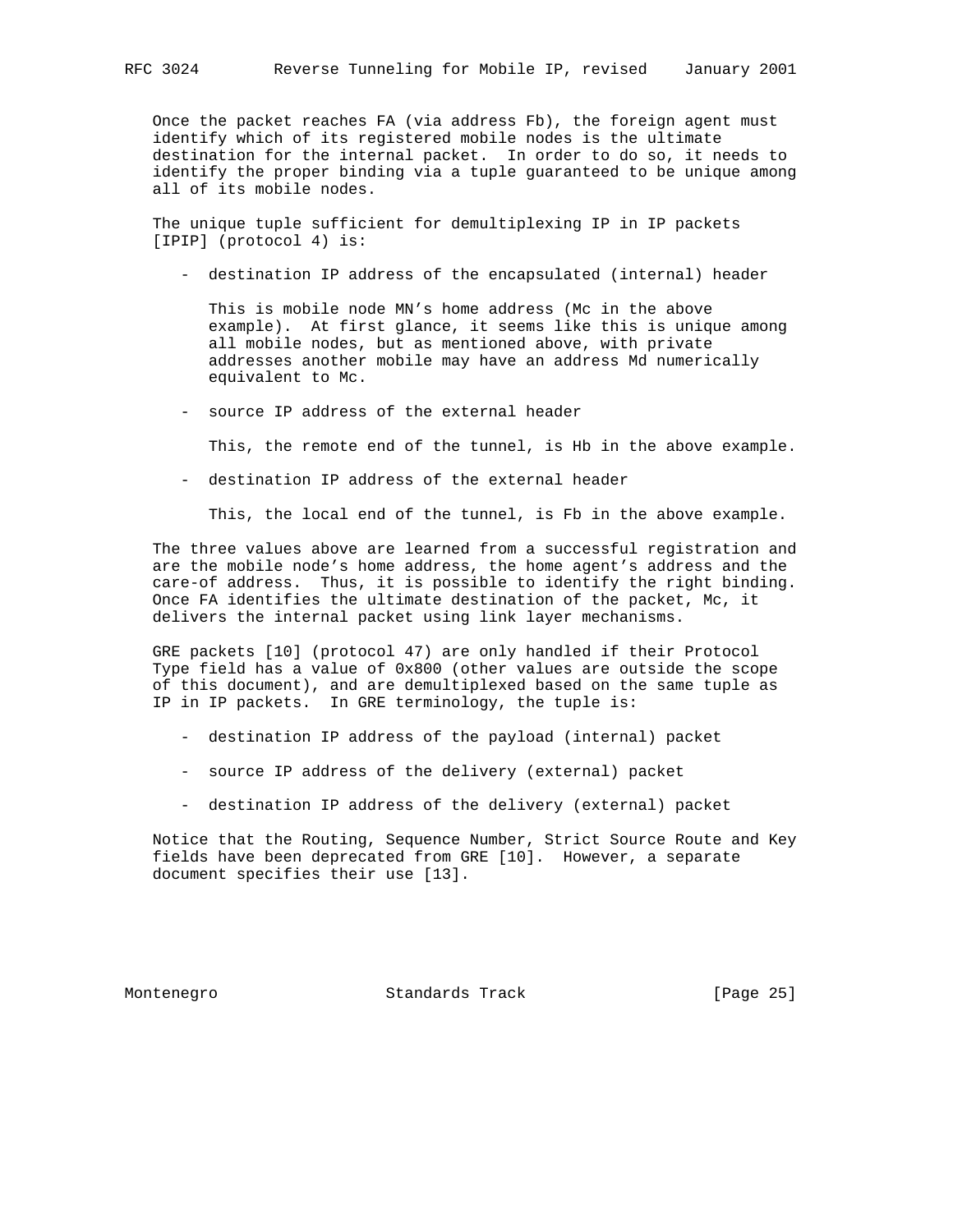Once the packet reaches FA (via address Fb), the foreign agent must identify which of its registered mobile nodes is the ultimate destination for the internal packet. In order to do so, it needs to identify the proper binding via a tuple guaranteed to be unique among all of its mobile nodes.

The unique tuple sufficient for demultiplexing IP in IP packets [IPIP] (protocol 4) is:

- destination IP address of the encapsulated (internal) header

  This is mobile node MN's home address (Mc in the above example). At first glance, it seems like this is unique among all mobile nodes, but as mentioned above, with private addresses another mobile may have an address Md numerically equivalent to Mc.

- source IP address of the external header

  This, the remote end of the tunnel, is Hb in the above example.

- destination IP address of the external header

  This, the local end of the tunnel, is Fb in the above example.

The three values above are learned from a successful registration and are the mobile node's home address, the home agent's address and the care-of address. Thus, it is possible to identify the right binding. Once FA identifies the ultimate destination of the packet, Mc, it delivers the internal packet using link layer mechanisms.

GRE packets [10] (protocol 47) are only handled if their Protocol Type field has a value of 0x800 (other values are outside the scope of this document), and are demultiplexed based on the same tuple as IP in IP packets. In GRE terminology, the tuple is:

- destination IP address of the payload (internal) packet

- source IP address of the delivery (external) packet

- destination IP address of the delivery (external) packet

Notice that the Routing, Sequence Number, Strict Source Route and Key fields have been deprecated from GRE [10]. However, a separate document specifies their use [13].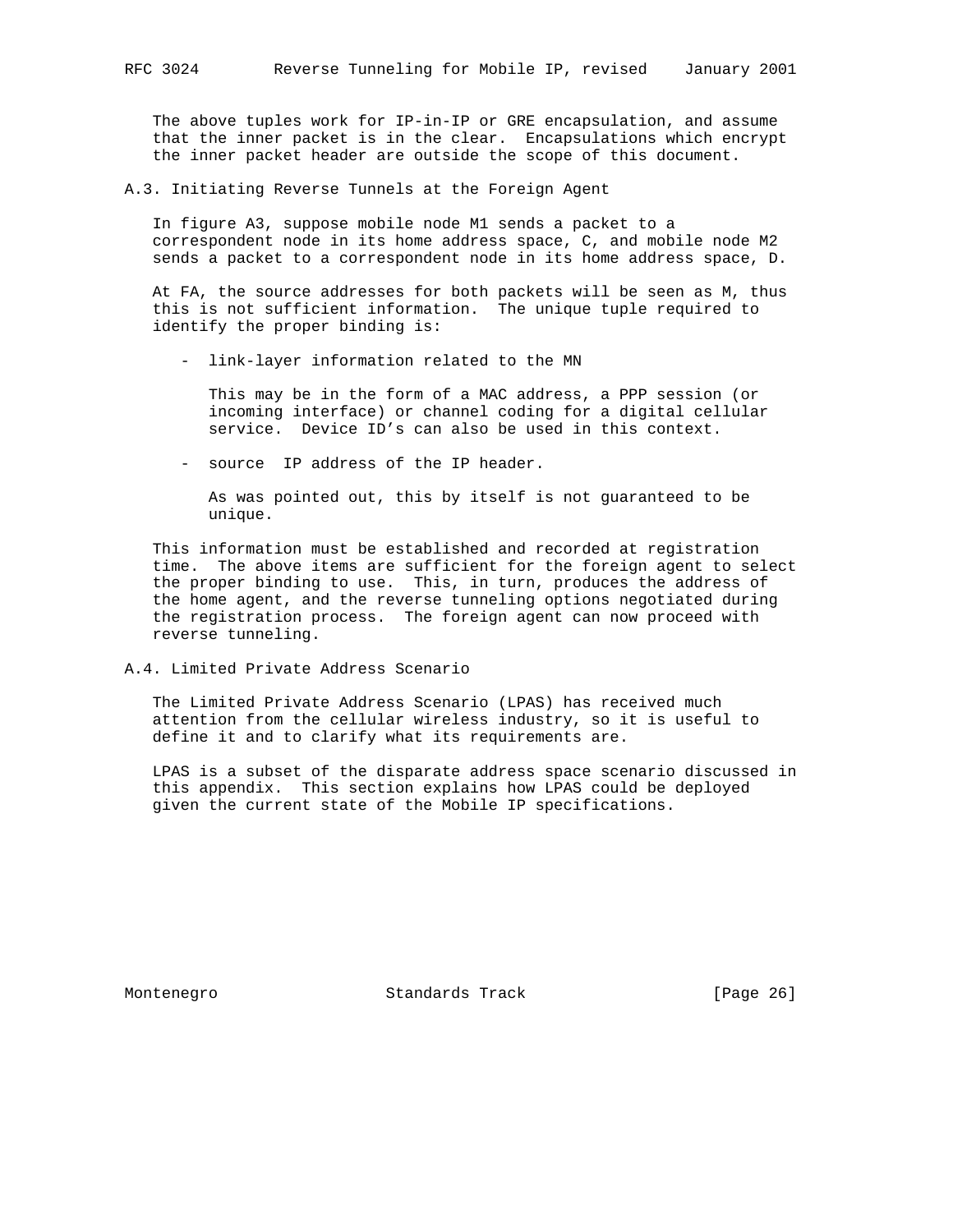The above tuples work for IP-in-IP or GRE encapsulation, and assume that the inner packet is in the clear. Encapsulations which encrypt the inner packet header are outside the scope of this document.

## A.3. Initiating Reverse Tunnels at the Foreign Agent

In figure A3, suppose mobile node M1 sends a packet to a correspondent node in its home address space, C, and mobile node M2 sends a packet to a correspondent node in its home address space, D.

At FA, the source addresses for both packets will be seen as M, thus this is not sufficient information. The unique tuple required to identify the proper binding is:

- link-layer information related to the MN

  This may be in the form of a MAC address, a PPP session (or incoming interface) or channel coding for a digital cellular service. Device ID’s can also be used in this context.

- source IP address of the IP header.

  As was pointed out, this by itself is not guaranteed to be unique.

This information must be established and recorded at registration time. The above items are sufficient for the foreign agent to select the proper binding to use. This, in turn, produces the address of the home agent, and the reverse tunneling options negotiated during the registration process. The foreign agent can now proceed with reverse tunneling.

## A.4. Limited Private Address Scenario

The Limited Private Address Scenario (LPAS) has received much attention from the cellular wireless industry, so it is useful to define it and to clarify what its requirements are.

LPAS is a subset of the disparate address space scenario discussed in this appendix. This section explains how LPAS could be deployed given the current state of the Mobile IP specifications.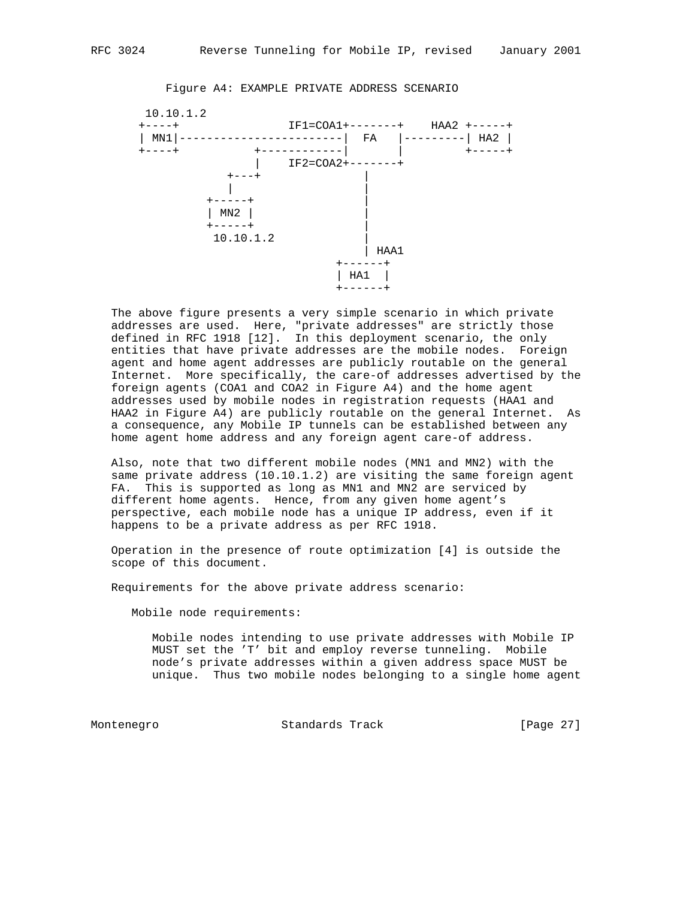Figure A4: EXAMPLE PRIVATE ADDRESS SCENARIO

```
 10.10.1.2
+----+               IF1=COA1+-------+    HAA2 +-----+
| MN1|------------------------|  FA   |---------| HA2 |
+----+           +------------|       |         +-----+
                 |    IF2=COA2+-------+
              +---+              |
              |                  |
           +-----+               |
           | MN2 |               |
           +-----+               |
            10.10.1.2            |
                                 | HAA1
                              +------+
                              | HA1  |
                              +------+
```

The above figure presents a very simple scenario in which private addresses are used. Here, "private addresses" are strictly those defined in RFC 1918 [12]. In this deployment scenario, the only entities that have private addresses are the mobile nodes. Foreign agent and home agent addresses are publicly routable on the general Internet. More specifically, the care-of addresses advertised by the foreign agents (COA1 and COA2 in Figure A4) and the home agent addresses used by mobile nodes in registration requests (HAA1 and HAA2 in Figure A4) are publicly routable on the general Internet. As a consequence, any Mobile IP tunnels can be established between any home agent home address and any foreign agent care-of address.

Also, note that two different mobile nodes (MN1 and MN2) with the same private address (10.10.1.2) are visiting the same foreign agent FA. This is supported as long as MN1 and MN2 are serviced by different home agents. Hence, from any given home agent's perspective, each mobile node has a unique IP address, even if it happens to be a private address as per RFC 1918.

Operation in the presence of route optimization [4] is outside the scope of this document.

Requirements for the above private address scenario:

Mobile node requirements:

Mobile nodes intending to use private addresses with Mobile IP MUST set the 'T' bit and employ reverse tunneling. Mobile node's private addresses within a given address space MUST be unique. Thus two mobile nodes belonging to a single home agent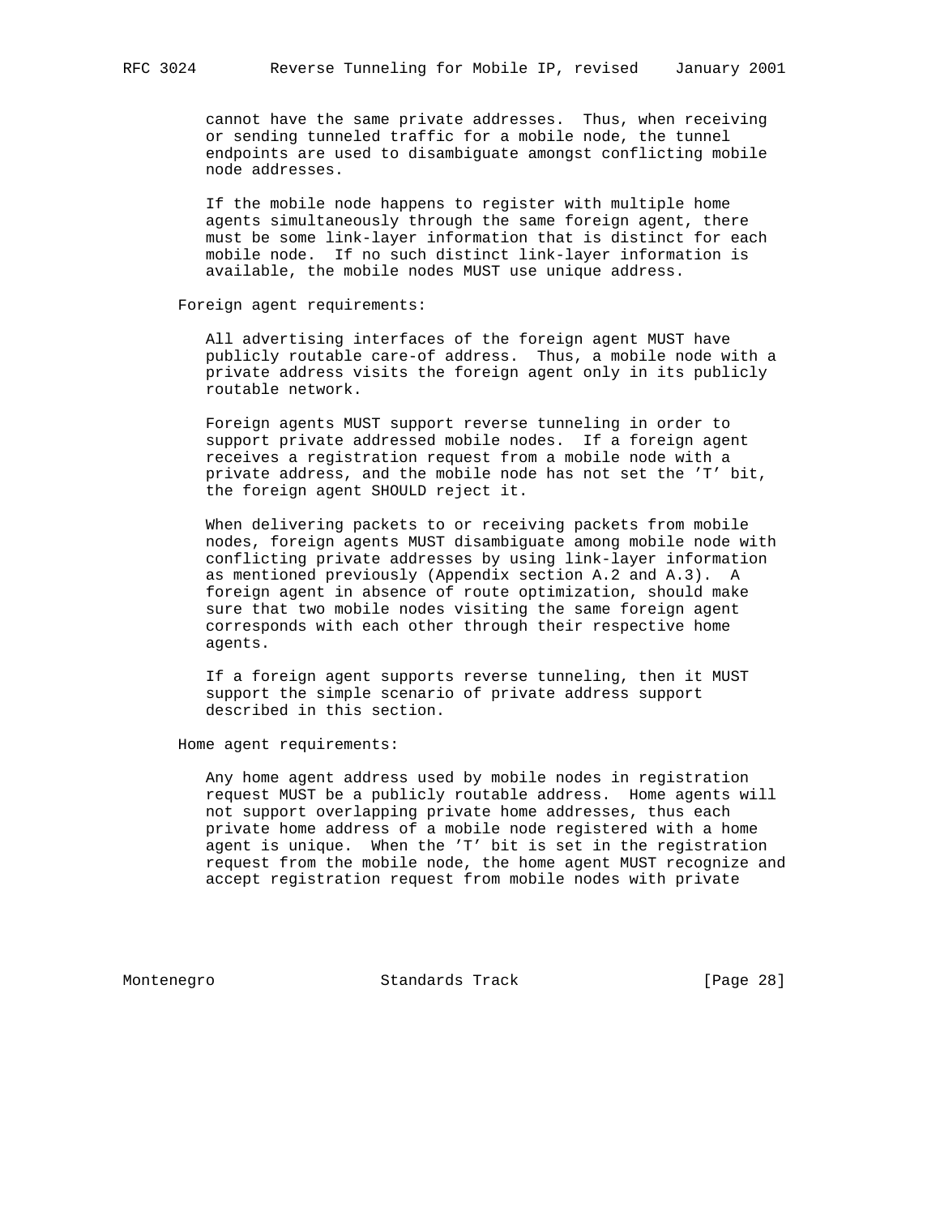cannot have the same private addresses. Thus, when receiving or sending tunneled traffic for a mobile node, the tunnel endpoints are used to disambiguate amongst conflicting mobile node addresses.

If the mobile node happens to register with multiple home agents simultaneously through the same foreign agent, there must be some link-layer information that is distinct for each mobile node. If no such distinct link-layer information is available, the mobile nodes MUST use unique address.

Foreign agent requirements:

All advertising interfaces of the foreign agent MUST have publicly routable care-of address. Thus, a mobile node with a private address visits the foreign agent only in its publicly routable network.

Foreign agents MUST support reverse tunneling in order to support private addressed mobile nodes. If a foreign agent receives a registration request from a mobile node with a private address, and the mobile node has not set the 'T' bit, the foreign agent SHOULD reject it.

When delivering packets to or receiving packets from mobile nodes, foreign agents MUST disambiguate among mobile node with conflicting private addresses by using link-layer information as mentioned previously (Appendix section A.2 and A.3). A foreign agent in absence of route optimization, should make sure that two mobile nodes visiting the same foreign agent corresponds with each other through their respective home agents.

If a foreign agent supports reverse tunneling, then it MUST support the simple scenario of private address support described in this section.

Home agent requirements:

Any home agent address used by mobile nodes in registration request MUST be a publicly routable address. Home agents will not support overlapping private home addresses, thus each private home address of a mobile node registered with a home agent is unique. When the 'T' bit is set in the registration request from the mobile node, the home agent MUST recognize and accept registration request from mobile nodes with private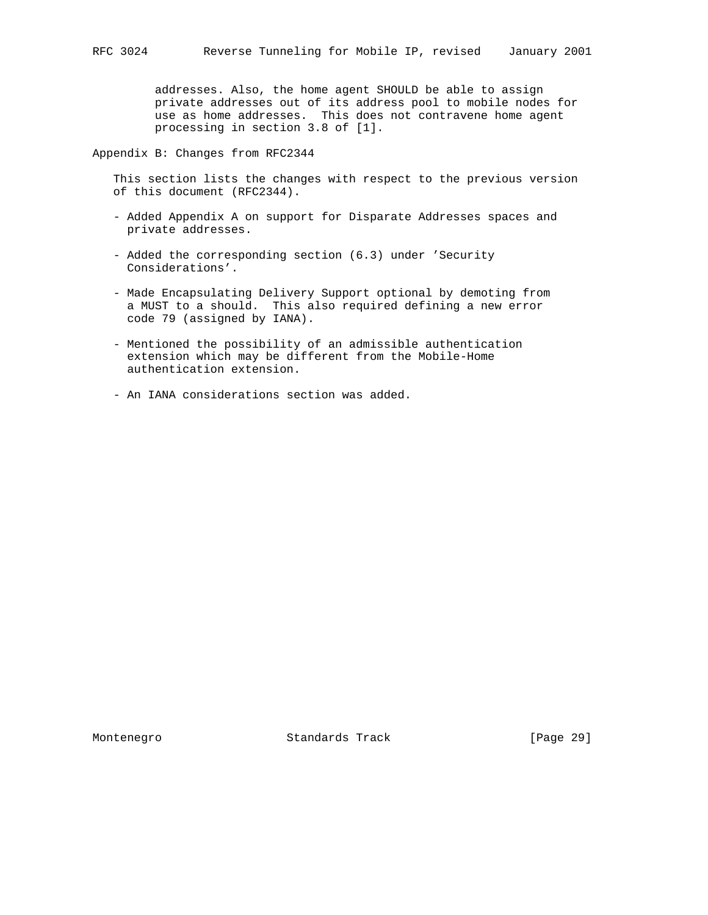addresses. Also, the home agent SHOULD be able to assign private addresses out of its address pool to mobile nodes for use as home addresses. This does not contravene home agent processing in section 3.8 of [1].

## Appendix B: Changes from RFC2344

This section lists the changes with respect to the previous version of this document (RFC2344).

- Added Appendix A on support for Disparate Addresses spaces and private addresses.

- Added the corresponding section (6.3) under 'Security Considerations'.

- Made Encapsulating Delivery Support optional by demoting from a MUST to a should. This also required defining a new error code 79 (assigned by IANA).

- Mentioned the possibility of an admissible authentication extension which may be different from the Mobile-Home authentication extension.

- An IANA considerations section was added.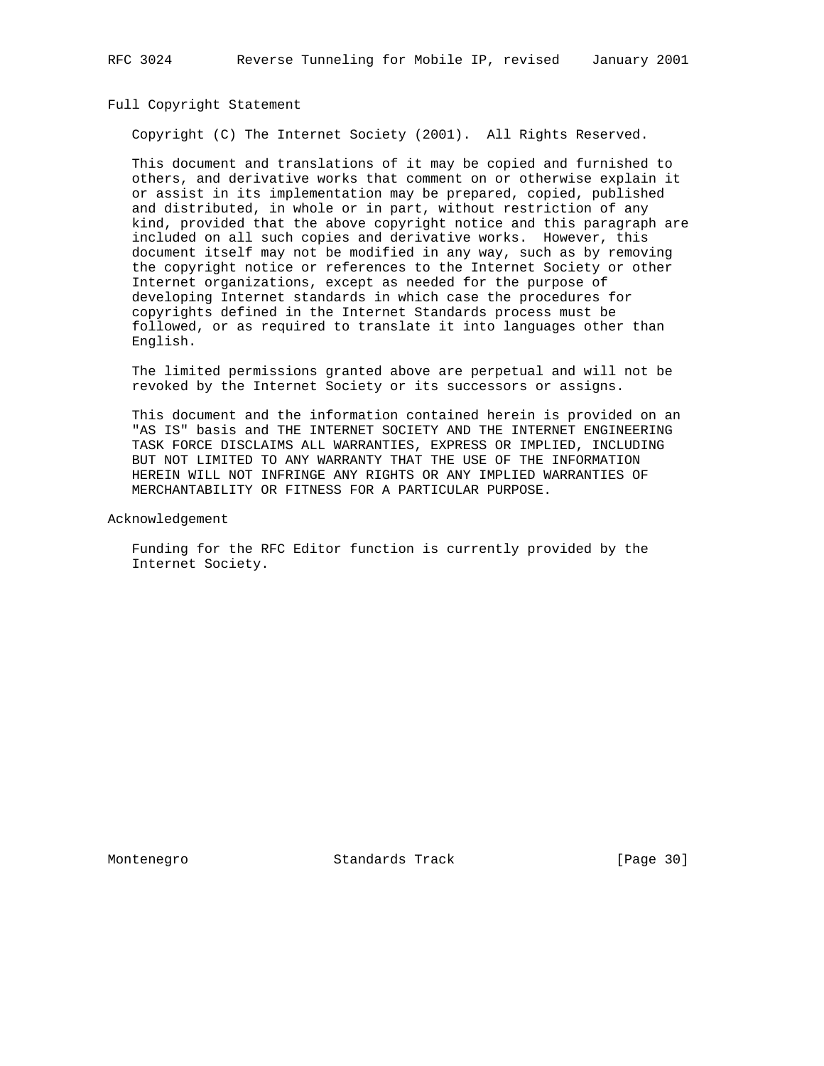## Full Copyright Statement

Copyright (C) The Internet Society (2001). All Rights Reserved.

This document and translations of it may be copied and furnished to others, and derivative works that comment on or otherwise explain it or assist in its implementation may be prepared, copied, published and distributed, in whole or in part, without restriction of any kind, provided that the above copyright notice and this paragraph are included on all such copies and derivative works. However, this document itself may not be modified in any way, such as by removing the copyright notice or references to the Internet Society or other Internet organizations, except as needed for the purpose of developing Internet standards in which case the procedures for copyrights defined in the Internet Standards process must be followed, or as required to translate it into languages other than English.

The limited permissions granted above are perpetual and will not be revoked by the Internet Society or its successors or assigns.

This document and the information contained herein is provided on an "AS IS" basis and THE INTERNET SOCIETY AND THE INTERNET ENGINEERING TASK FORCE DISCLAIMS ALL WARRANTIES, EXPRESS OR IMPLIED, INCLUDING BUT NOT LIMITED TO ANY WARRANTY THAT THE USE OF THE INFORMATION HEREIN WILL NOT INFRINGE ANY RIGHTS OR ANY IMPLIED WARRANTIES OF MERCHANTABILITY OR FITNESS FOR A PARTICULAR PURPOSE.

## Acknowledgement

Funding for the RFC Editor function is currently provided by the Internet Society.